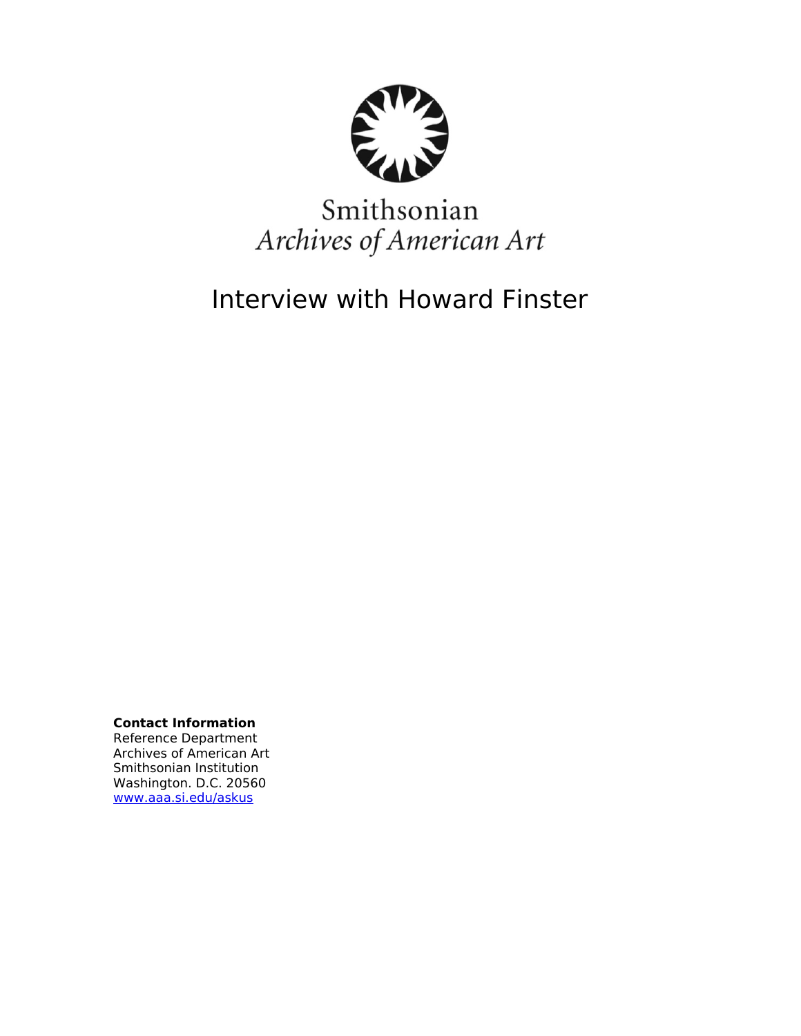Smithsonian
*Archives of American Art*

# Interview with Howard Finster

**Contact Information**
Reference Department
Archives of American Art
Smithsonian Institution
Washington. D.C. 20560
[www.aaa.si.edu/askus](http://www.aaa.si.edu/askus)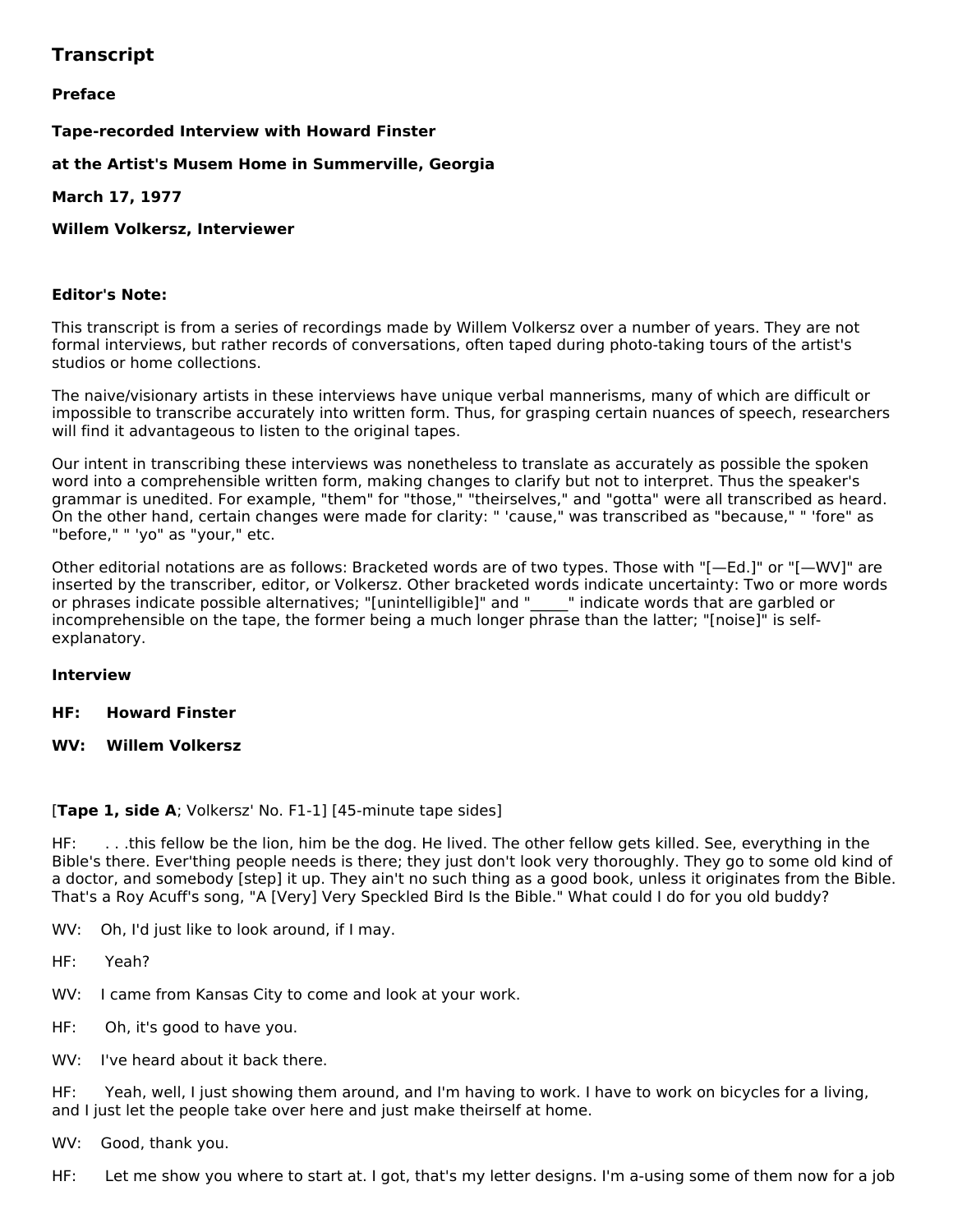## Transcript

### Preface

**Tape-recorded Interview with Howard Finster**

**at the Artist's Musem Home in Summerville, Georgia**

**March 17, 1977**

**Willem Volkersz, Interviewer**

**Editor's Note:**

This transcript is from a series of recordings made by Willem Volkersz over a number of years. They are not formal interviews, but rather records of conversations, often taped during photo-taking tours of the artist's studios or home collections.

The naive/visionary artists in these interviews have unique verbal mannerisms, many of which are difficult or impossible to transcribe accurately into written form. Thus, for grasping certain nuances of speech, researchers will find it advantageous to listen to the original tapes.

Our intent in transcribing these interviews was nonetheless to translate as accurately as possible the spoken word into a comprehensible written form, making changes to clarify but not to interpret. Thus the speaker's grammar is unedited. For example, "them" for "those," "theirselves," and "gotta" were all transcribed as heard. On the other hand, certain changes were made for clarity: " 'cause," was transcribed as "because," " 'fore" as "before," " 'yo" as "your," etc.

Other editorial notations are as follows: Bracketed words are of two types. Those with "[—Ed.]" or "[—WV]" are inserted by the transcriber, editor, or Volkersz. Other bracketed words indicate uncertainty: Two or more words or phrases indicate possible alternatives; "[unintelligible]" and "_____" indicate words that are garbled or incomprehensible on the tape, the former being a much longer phrase than the latter; "[noise]" is self-explanatory.

**Interview**

**HF: Howard Finster**

**WV: Willem Volkersz**

[**Tape 1, side A**; Volkersz' No. F1-1] [45-minute tape sides]

HF: . . .this fellow be the lion, him be the dog. He lived. The other fellow gets killed. See, everything in the Bible's there. Ever'thing people needs is there; they just don't look very thoroughly. They go to some old kind of a doctor, and somebody [step] it up. They ain't no such thing as a good book, unless it originates from the Bible. That's a Roy Acuff's song, "A [Very] Very Speckled Bird Is the Bible." What could I do for you old buddy?

WV: Oh, I'd just like to look around, if I may.

HF: Yeah?

WV: I came from Kansas City to come and look at your work.

HF: Oh, it's good to have you.

WV: I've heard about it back there.

HF: Yeah, well, I just showing them around, and I'm having to work. I have to work on bicycles for a living, and I just let the people take over here and just make theirself at home.

WV: Good, thank you.

HF: Let me show you where to start at. I got, that's my letter designs. I'm a-using some of them now for a job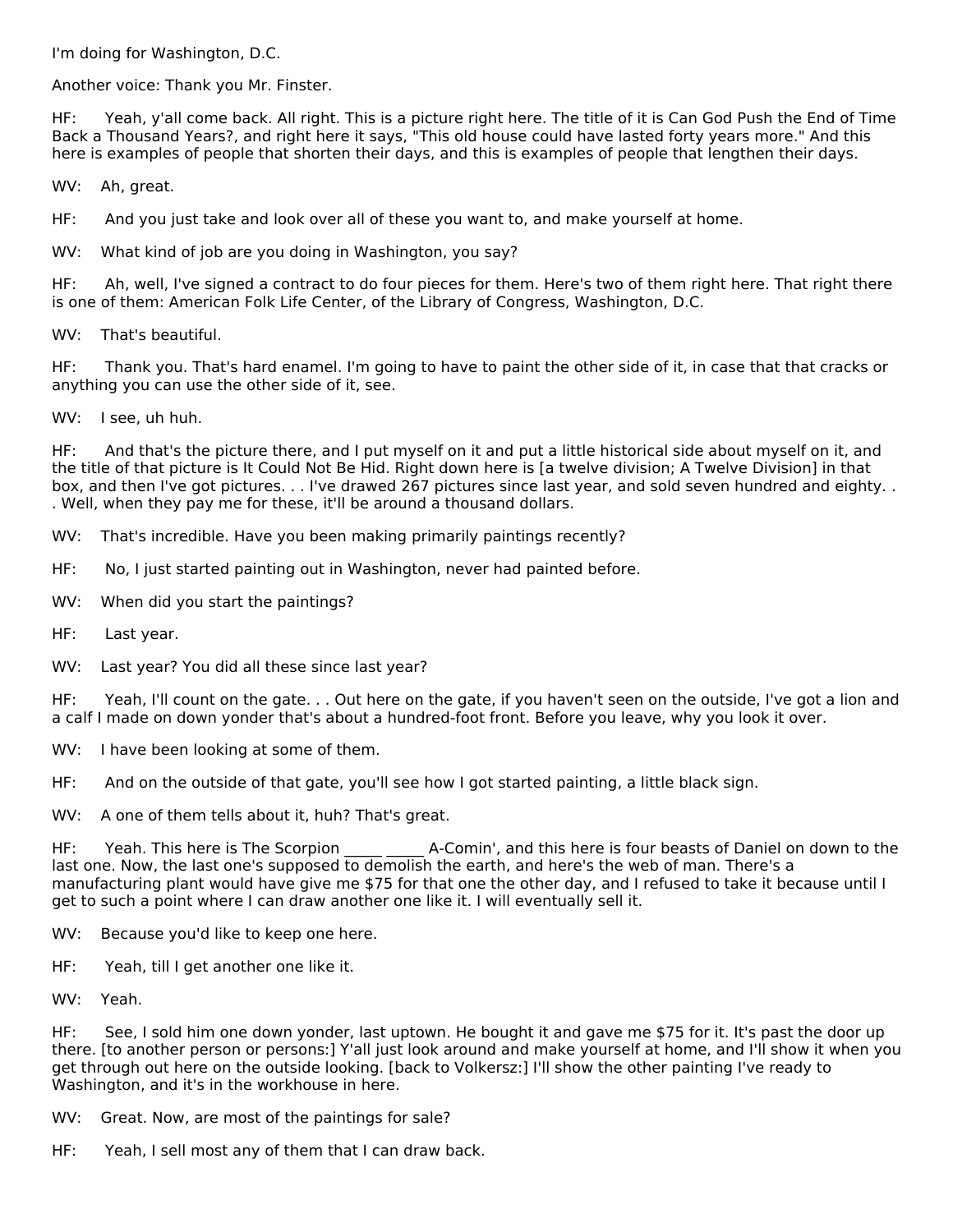I'm doing for Washington, D.C.

Another voice: Thank you Mr. Finster.

HF: Yeah, y'all come back. All right. This is a picture right here. The title of it is Can God Push the End of Time Back a Thousand Years?, and right here it says, "This old house could have lasted forty years more." And this here is examples of people that shorten their days, and this is examples of people that lengthen their days.

WV: Ah, great.

HF: And you just take and look over all of these you want to, and make yourself at home.

WV: What kind of job are you doing in Washington, you say?

HF: Ah, well, I've signed a contract to do four pieces for them. Here's two of them right here. That right there is one of them: American Folk Life Center, of the Library of Congress, Washington, D.C.

WV: That's beautiful.

HF: Thank you. That's hard enamel. I'm going to have to paint the other side of it, in case that that cracks or anything you can use the other side of it, see.

WV: I see, uh huh.

HF: And that's the picture there, and I put myself on it and put a little historical side about myself on it, and the title of that picture is It Could Not Be Hid. Right down here is [a twelve division; A Twelve Division] in that box, and then I've got pictures. . . I've drawed 267 pictures since last year, and sold seven hundred and eighty. . . Well, when they pay me for these, it'll be around a thousand dollars.

WV: That's incredible. Have you been making primarily paintings recently?

HF: No, I just started painting out in Washington, never had painted before.

WV: When did you start the paintings?

HF: Last year.

WV: Last year? You did all these since last year?

HF: Yeah, I'll count on the gate. . . Out here on the gate, if you haven't seen on the outside, I've got a lion and a calf I made on down yonder that's about a hundred-foot front. Before you leave, why you look it over.

WV: I have been looking at some of them.

HF: And on the outside of that gate, you'll see how I got started painting, a little black sign.

WV: A one of them tells about it, huh? That's great.

HF: Yeah. This here is The Scorpion _____ _____ A-Comin', and this here is four beasts of Daniel on down to the last one. Now, the last one's supposed to demolish the earth, and here's the web of man. There's a manufacturing plant would have give me $75 for that one the other day, and I refused to take it because until I get to such a point where I can draw another one like it. I will eventually sell it.

WV: Because you'd like to keep one here.

HF: Yeah, till I get another one like it.

WV: Yeah.

HF: See, I sold him one down yonder, last uptown. He bought it and gave me $75 for it. It's past the door up there. [to another person or persons:] Y'all just look around and make yourself at home, and I'll show it when you get through out here on the outside looking. [back to Volkersz:] I'll show the other painting I've ready to Washington, and it's in the workhouse in here.

WV: Great. Now, are most of the paintings for sale?

HF: Yeah, I sell most any of them that I can draw back.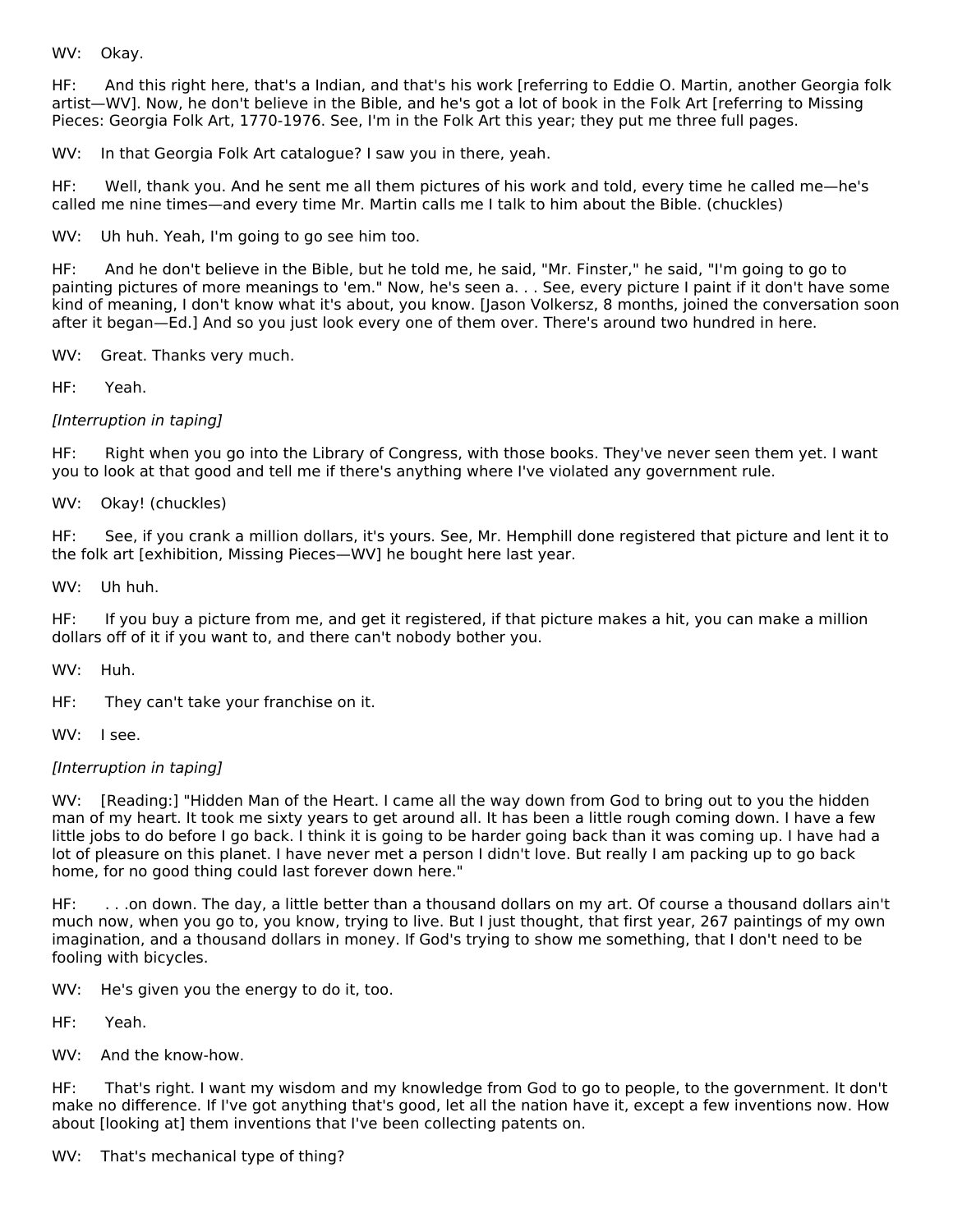WV: Okay.

HF: And this right here, that's a Indian, and that's his work [referring to Eddie O. Martin, another Georgia folk artist—WV]. Now, he don't believe in the Bible, and he's got a lot of book in the Folk Art [referring to Missing Pieces: Georgia Folk Art, 1770-1976. See, I'm in the Folk Art this year; they put me three full pages.

WV: In that Georgia Folk Art catalogue? I saw you in there, yeah.

HF: Well, thank you. And he sent me all them pictures of his work and told, every time he called me—he's called me nine times—and every time Mr. Martin calls me I talk to him about the Bible. (chuckles)

WV: Uh huh. Yeah, I'm going to go see him too.

HF: And he don't believe in the Bible, but he told me, he said, "Mr. Finster," he said, "I'm going to go to painting pictures of more meanings to 'em." Now, he's seen a. . . See, every picture I paint if it don't have some kind of meaning, I don't know what it's about, you know. [Jason Volkersz, 8 months, joined the conversation soon after it began—Ed.] And so you just look every one of them over. There's around two hundred in here.

WV: Great. Thanks very much.

HF: Yeah.

*[Interruption in taping]*

HF: Right when you go into the Library of Congress, with those books. They've never seen them yet. I want you to look at that good and tell me if there's anything where I've violated any government rule.

WV: Okay! (chuckles)

HF: See, if you crank a million dollars, it's yours. See, Mr. Hemphill done registered that picture and lent it to the folk art [exhibition, Missing Pieces—WV] he bought here last year.

WV: Uh huh.

HF: If you buy a picture from me, and get it registered, if that picture makes a hit, you can make a million dollars off of it if you want to, and there can't nobody bother you.

WV: Huh.

HF: They can't take your franchise on it.

WV: I see.

*[Interruption in taping]*

WV: [Reading:] "Hidden Man of the Heart. I came all the way down from God to bring out to you the hidden man of my heart. It took me sixty years to get around all. It has been a little rough coming down. I have a few little jobs to do before I go back. I think it is going to be harder going back than it was coming up. I have had a lot of pleasure on this planet. I have never met a person I didn't love. But really I am packing up to go back home, for no good thing could last forever down here."

HF: . . .on down. The day, a little better than a thousand dollars on my art. Of course a thousand dollars ain't much now, when you go to, you know, trying to live. But I just thought, that first year, 267 paintings of my own imagination, and a thousand dollars in money. If God's trying to show me something, that I don't need to be fooling with bicycles.

WV: He's given you the energy to do it, too.

HF: Yeah.

WV: And the know-how.

HF: That's right. I want my wisdom and my knowledge from God to go to people, to the government. It don't make no difference. If I've got anything that's good, let all the nation have it, except a few inventions now. How about [looking at] them inventions that I've been collecting patents on.

WV: That's mechanical type of thing?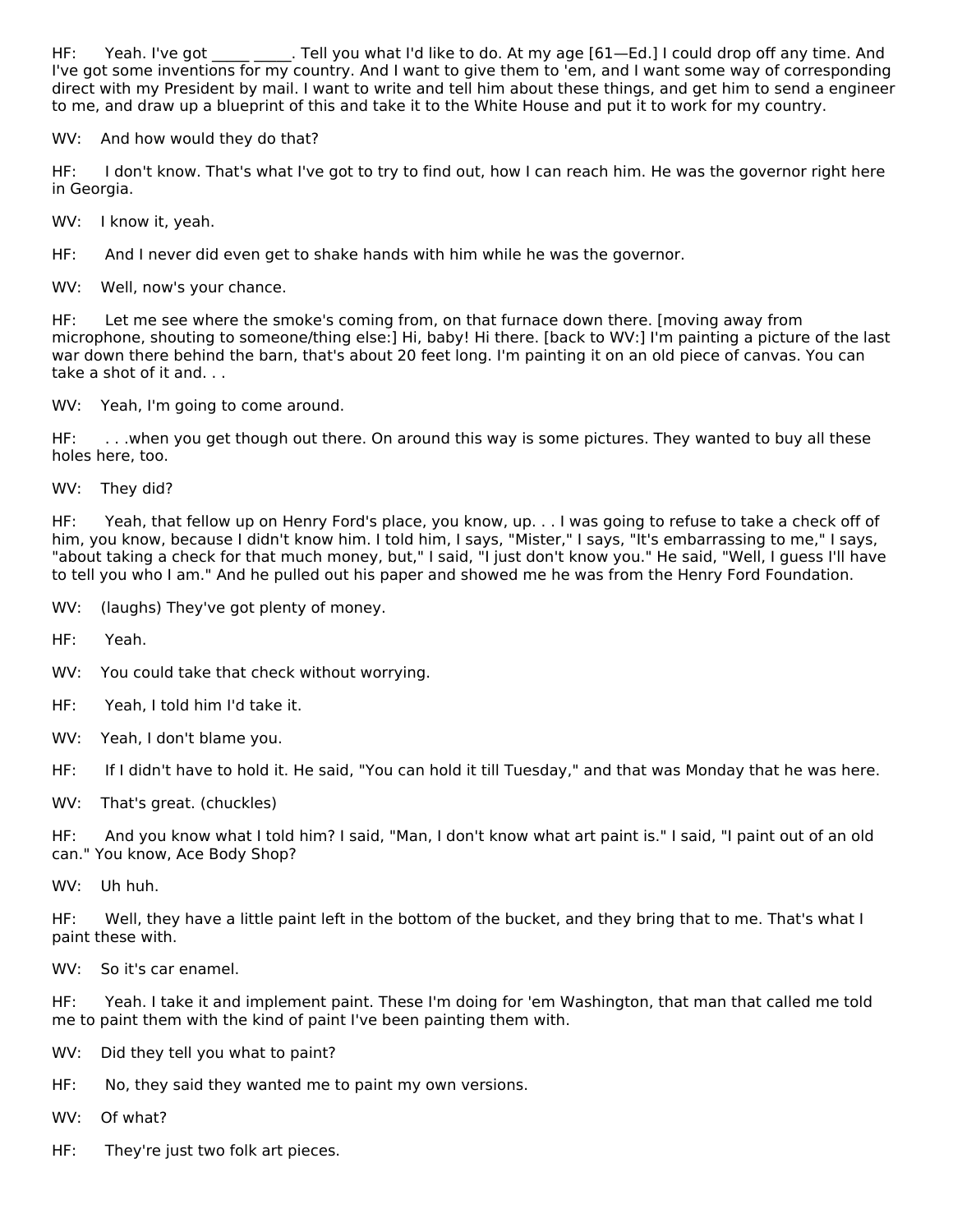HF: Yeah. I've got _____ _____. Tell you what I'd like to do. At my age [61—Ed.] I could drop off any time. And I've got some inventions for my country. And I want to give them to 'em, and I want some way of corresponding direct with my President by mail. I want to write and tell him about these things, and get him to send a engineer to me, and draw up a blueprint of this and take it to the White House and put it to work for my country.

WV: And how would they do that?

HF: I don't know. That's what I've got to try to find out, how I can reach him. He was the governor right here in Georgia.

WV: I know it, yeah.

HF: And I never did even get to shake hands with him while he was the governor.

WV: Well, now's your chance.

HF: Let me see where the smoke's coming from, on that furnace down there. [moving away from microphone, shouting to someone/thing else:] Hi, baby! Hi there. [back to WV:] I'm painting a picture of the last war down there behind the barn, that's about 20 feet long. I'm painting it on an old piece of canvas. You can take a shot of it and. . .

WV: Yeah, I'm going to come around.

HF: . . .when you get though out there. On around this way is some pictures. They wanted to buy all these holes here, too.

WV: They did?

HF: Yeah, that fellow up on Henry Ford's place, you know, up. . . I was going to refuse to take a check off of him, you know, because I didn't know him. I told him, I says, "Mister," I says, "It's embarrassing to me," I says, "about taking a check for that much money, but," I said, "I just don't know you." He said, "Well, I guess I'll have to tell you who I am." And he pulled out his paper and showed me he was from the Henry Ford Foundation.

WV: (laughs) They've got plenty of money.

HF: Yeah.

WV: You could take that check without worrying.

HF: Yeah, I told him I'd take it.

WV: Yeah, I don't blame you.

HF: If I didn't have to hold it. He said, "You can hold it till Tuesday," and that was Monday that he was here.

WV: That's great. (chuckles)

HF: And you know what I told him? I said, "Man, I don't know what art paint is." I said, "I paint out of an old can." You know, Ace Body Shop?

WV: Uh huh.

HF: Well, they have a little paint left in the bottom of the bucket, and they bring that to me. That's what I paint these with.

WV: So it's car enamel.

HF: Yeah. I take it and implement paint. These I'm doing for 'em Washington, that man that called me told me to paint them with the kind of paint I've been painting them with.

WV: Did they tell you what to paint?

HF: No, they said they wanted me to paint my own versions.

WV: Of what?

HF: They're just two folk art pieces.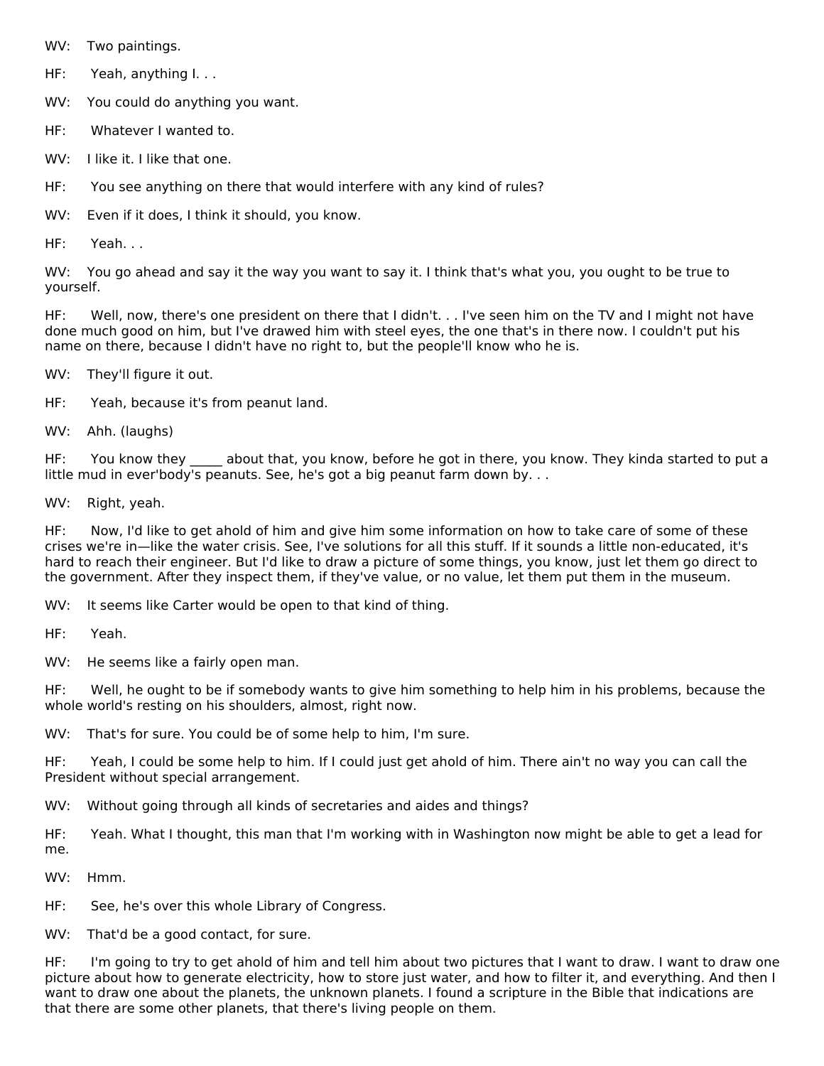WV: Two paintings.

HF: Yeah, anything I. . .

WV: You could do anything you want.

HF: Whatever I wanted to.

WV: I like it. I like that one.

HF: You see anything on there that would interfere with any kind of rules?

WV: Even if it does, I think it should, you know.

HF: Yeah. . .

WV: You go ahead and say it the way you want to say it. I think that's what you, you ought to be true to yourself.

HF: Well, now, there's one president on there that I didn't. . . I've seen him on the TV and I might not have done much good on him, but I've drawed him with steel eyes, the one that's in there now. I couldn't put his name on there, because I didn't have no right to, but the people'll know who he is.

WV: They'll figure it out.

HF: Yeah, because it's from peanut land.

WV: Ahh. (laughs)

HF: You know they _____ about that, you know, before he got in there, you know. They kinda started to put a little mud in ever'body's peanuts. See, he's got a big peanut farm down by. . .

WV: Right, yeah.

HF: Now, I'd like to get ahold of him and give him some information on how to take care of some of these crises we're in—like the water crisis. See, I've solutions for all this stuff. If it sounds a little non-educated, it's hard to reach their engineer. But I'd like to draw a picture of some things, you know, just let them go direct to the government. After they inspect them, if they've value, or no value, let them put them in the museum.

WV: It seems like Carter would be open to that kind of thing.

HF: Yeah.

WV: He seems like a fairly open man.

HF: Well, he ought to be if somebody wants to give him something to help him in his problems, because the whole world's resting on his shoulders, almost, right now.

WV: That's for sure. You could be of some help to him, I'm sure.

HF: Yeah, I could be some help to him. If I could just get ahold of him. There ain't no way you can call the President without special arrangement.

WV: Without going through all kinds of secretaries and aides and things?

HF: Yeah. What I thought, this man that I'm working with in Washington now might be able to get a lead for me.

WV: Hmm.

HF: See, he's over this whole Library of Congress.

WV: That'd be a good contact, for sure.

HF: I'm going to try to get ahold of him and tell him about two pictures that I want to draw. I want to draw one picture about how to generate electricity, how to store just water, and how to filter it, and everything. And then I want to draw one about the planets, the unknown planets. I found a scripture in the Bible that indications are that there are some other planets, that there's living people on them.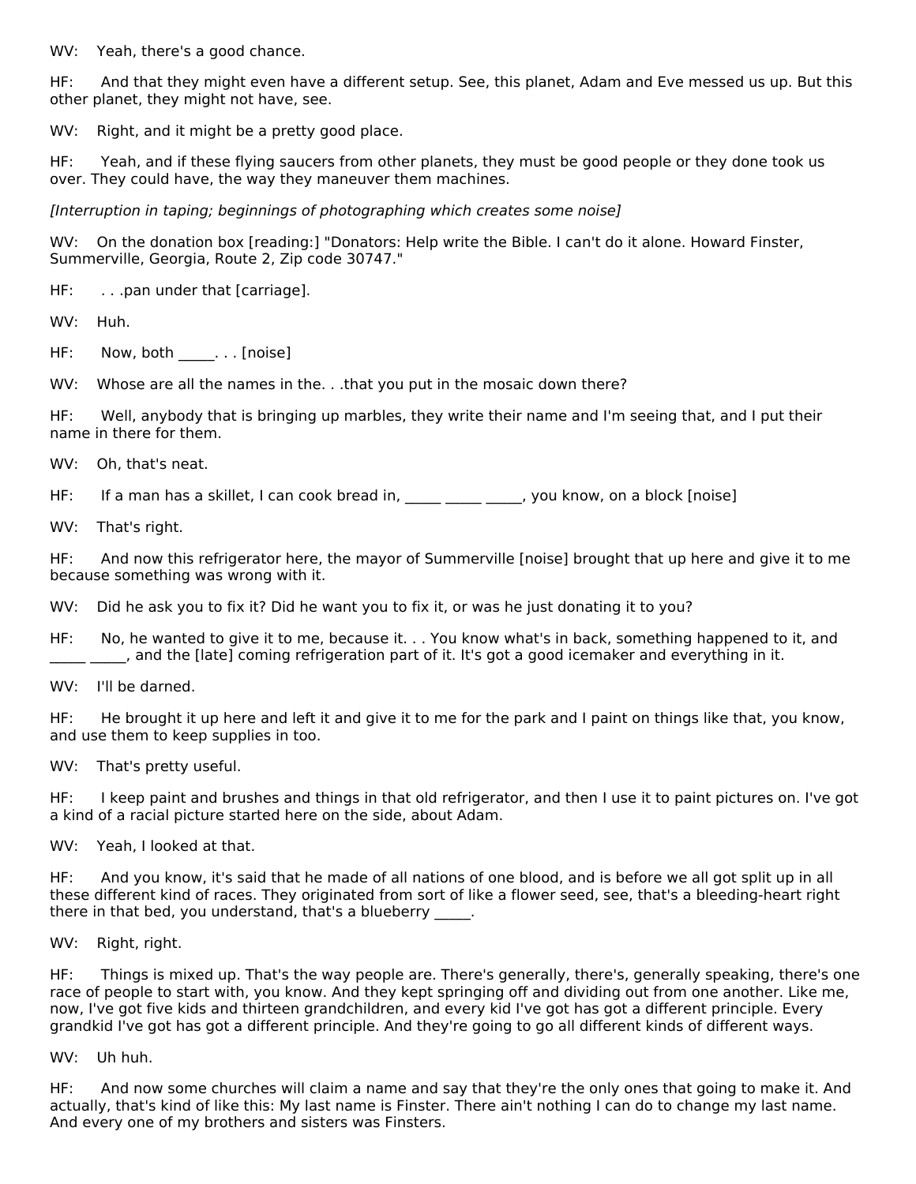WV: Yeah, there's a good chance.

HF: And that they might even have a different setup. See, this planet, Adam and Eve messed us up. But this other planet, they might not have, see.

WV: Right, and it might be a pretty good place.

HF: Yeah, and if these flying saucers from other planets, they must be good people or they done took us over. They could have, the way they maneuver them machines.

*[Interruption in taping; beginnings of photographing which creates some noise]*

WV: On the donation box [reading:] "Donators: Help write the Bible. I can't do it alone. Howard Finster, Summerville, Georgia, Route 2, Zip code 30747."

HF: . . .pan under that [carriage].

WV: Huh.

HF: Now, both _____. . . [noise]

WV: Whose are all the names in the. . .that you put in the mosaic down there?

HF: Well, anybody that is bringing up marbles, they write their name and I'm seeing that, and I put their name in there for them.

WV: Oh, that's neat.

HF: If a man has a skillet, I can cook bread in, _____ _____ _____, you know, on a block [noise]

WV: That's right.

HF: And now this refrigerator here, the mayor of Summerville [noise] brought that up here and give it to me because something was wrong with it.

WV: Did he ask you to fix it? Did he want you to fix it, or was he just donating it to you?

HF: No, he wanted to give it to me, because it. . . You know what's in back, something happened to it, and _____ _____, and the [late] coming refrigeration part of it. It's got a good icemaker and everything in it.

WV: I'll be darned.

HF: He brought it up here and left it and give it to me for the park and I paint on things like that, you know, and use them to keep supplies in too.

WV: That's pretty useful.

HF: I keep paint and brushes and things in that old refrigerator, and then I use it to paint pictures on. I've got a kind of a racial picture started here on the side, about Adam.

WV: Yeah, I looked at that.

HF: And you know, it's said that he made of all nations of one blood, and is before we all got split up in all these different kind of races. They originated from sort of like a flower seed, see, that's a bleeding-heart right there in that bed, you understand, that's a blueberry _____.

WV: Right, right.

HF: Things is mixed up. That's the way people are. There's generally, there's, generally speaking, there's one race of people to start with, you know. And they kept springing off and dividing out from one another. Like me, now, I've got five kids and thirteen grandchildren, and every kid I've got has got a different principle. Every grandkid I've got has got a different principle. And they're going to go all different kinds of different ways.

WV: Uh huh.

HF: And now some churches will claim a name and say that they're the only ones that going to make it. And actually, that's kind of like this: My last name is Finster. There ain't nothing I can do to change my last name. And every one of my brothers and sisters was Finsters.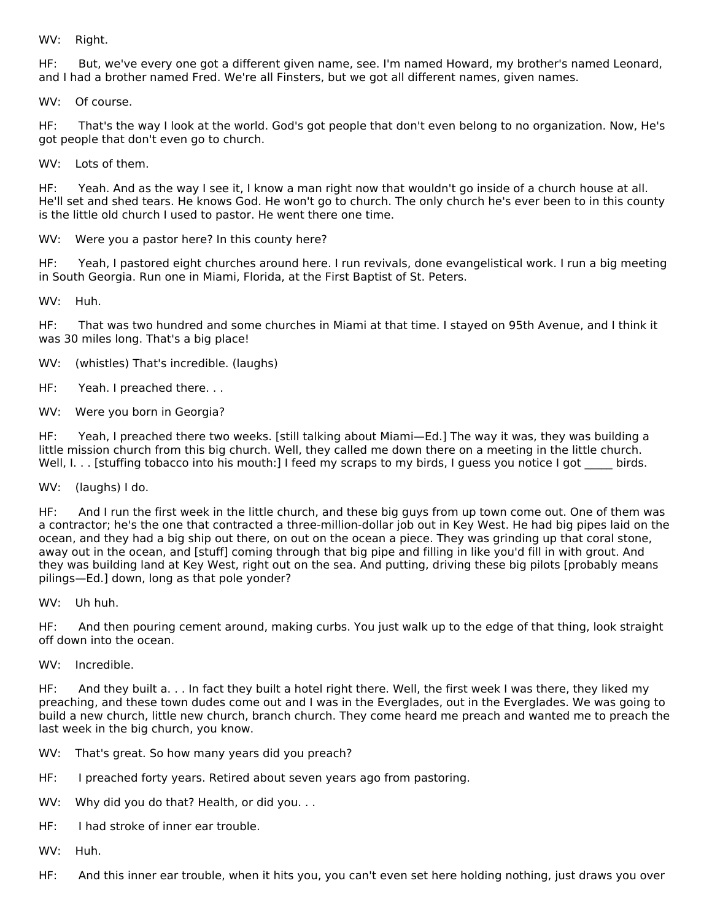WV: Right.

HF: But, we've every one got a different given name, see. I'm named Howard, my brother's named Leonard, and I had a brother named Fred. We're all Finsters, but we got all different names, given names.

WV: Of course.

HF: That's the way I look at the world. God's got people that don't even belong to no organization. Now, He's got people that don't even go to church.

WV: Lots of them.

HF: Yeah. And as the way I see it, I know a man right now that wouldn't go inside of a church house at all. He'll set and shed tears. He knows God. He won't go to church. The only church he's ever been to in this county is the little old church I used to pastor. He went there one time.

WV: Were you a pastor here? In this county here?

HF: Yeah, I pastored eight churches around here. I run revivals, done evangelistical work. I run a big meeting in South Georgia. Run one in Miami, Florida, at the First Baptist of St. Peters.

WV: Huh.

HF: That was two hundred and some churches in Miami at that time. I stayed on 95th Avenue, and I think it was 30 miles long. That's a big place!

WV: (whistles) That's incredible. (laughs)

HF: Yeah. I preached there. . .

WV: Were you born in Georgia?

HF: Yeah, I preached there two weeks. [still talking about Miami—Ed.] The way it was, they was building a little mission church from this big church. Well, they called me down there on a meeting in the little church. Well, I. . . [stuffing tobacco into his mouth:] I feed my scraps to my birds, I guess you notice I got _____ birds.

WV: (laughs) I do.

HF: And I run the first week in the little church, and these big guys from up town come out. One of them was a contractor; he's the one that contracted a three-million-dollar job out in Key West. He had big pipes laid on the ocean, and they had a big ship out there, on out on the ocean a piece. They was grinding up that coral stone, away out in the ocean, and [stuff] coming through that big pipe and filling in like you'd fill in with grout. And they was building land at Key West, right out on the sea. And putting, driving these big pilots [probably means pilings—Ed.] down, long as that pole yonder?

WV: Uh huh.

HF: And then pouring cement around, making curbs. You just walk up to the edge of that thing, look straight off down into the ocean.

WV: Incredible.

HF: And they built a. . . In fact they built a hotel right there. Well, the first week I was there, they liked my preaching, and these town dudes come out and I was in the Everglades, out in the Everglades. We was going to build a new church, little new church, branch church. They come heard me preach and wanted me to preach the last week in the big church, you know.

WV: That's great. So how many years did you preach?

HF: I preached forty years. Retired about seven years ago from pastoring.

WV: Why did you do that? Health, or did you. . .

HF: I had stroke of inner ear trouble.

WV: Huh.

HF: And this inner ear trouble, when it hits you, you can't even set here holding nothing, just draws you over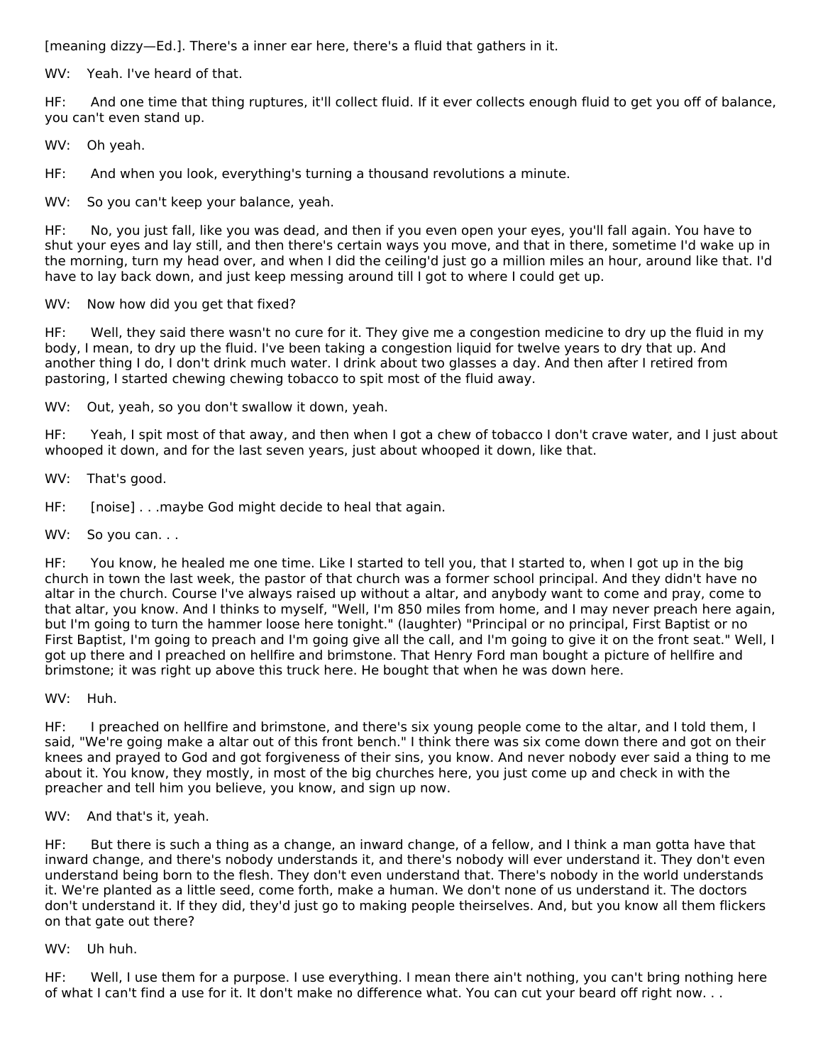[meaning dizzy—Ed.]. There's a inner ear here, there's a fluid that gathers in it.

WV: Yeah. I've heard of that.

HF: And one time that thing ruptures, it'll collect fluid. If it ever collects enough fluid to get you off of balance, you can't even stand up.

WV: Oh yeah.

HF: And when you look, everything's turning a thousand revolutions a minute.

WV: So you can't keep your balance, yeah.

HF: No, you just fall, like you was dead, and then if you even open your eyes, you'll fall again. You have to shut your eyes and lay still, and then there's certain ways you move, and that in there, sometime I'd wake up in the morning, turn my head over, and when I did the ceiling'd just go a million miles an hour, around like that. I'd have to lay back down, and just keep messing around till I got to where I could get up.

WV: Now how did you get that fixed?

HF: Well, they said there wasn't no cure for it. They give me a congestion medicine to dry up the fluid in my body, I mean, to dry up the fluid. I've been taking a congestion liquid for twelve years to dry that up. And another thing I do, I don't drink much water. I drink about two glasses a day. And then after I retired from pastoring, I started chewing chewing tobacco to spit most of the fluid away.

WV: Out, yeah, so you don't swallow it down, yeah.

HF: Yeah, I spit most of that away, and then when I got a chew of tobacco I don't crave water, and I just about whooped it down, and for the last seven years, just about whooped it down, like that.

WV: That's good.

HF: [noise] . . .maybe God might decide to heal that again.

WV: So you can. . .

HF: You know, he healed me one time. Like I started to tell you, that I started to, when I got up in the big church in town the last week, the pastor of that church was a former school principal. And they didn't have no altar in the church. Course I've always raised up without a altar, and anybody want to come and pray, come to that altar, you know. And I thinks to myself, "Well, I'm 850 miles from home, and I may never preach here again, but I'm going to turn the hammer loose here tonight." (laughter) "Principal or no principal, First Baptist or no First Baptist, I'm going to preach and I'm going give all the call, and I'm going to give it on the front seat." Well, I got up there and I preached on hellfire and brimstone. That Henry Ford man bought a picture of hellfire and brimstone; it was right up above this truck here. He bought that when he was down here.

WV: Huh.

HF: I preached on hellfire and brimstone, and there's six young people come to the altar, and I told them, I said, "We're going make a altar out of this front bench." I think there was six come down there and got on their knees and prayed to God and got forgiveness of their sins, you know. And never nobody ever said a thing to me about it. You know, they mostly, in most of the big churches here, you just come up and check in with the preacher and tell him you believe, you know, and sign up now.

WV: And that's it, yeah.

HF: But there is such a thing as a change, an inward change, of a fellow, and I think a man gotta have that inward change, and there's nobody understands it, and there's nobody will ever understand it. They don't even understand being born to the flesh. They don't even understand that. There's nobody in the world understands it. We're planted as a little seed, come forth, make a human. We don't none of us understand it. The doctors don't understand it. If they did, they'd just go to making people theirselves. And, but you know all them flickers on that gate out there?

WV: Uh huh.

HF: Well, I use them for a purpose. I use everything. I mean there ain't nothing, you can't bring nothing here of what I can't find a use for it. It don't make no difference what. You can cut your beard off right now. . .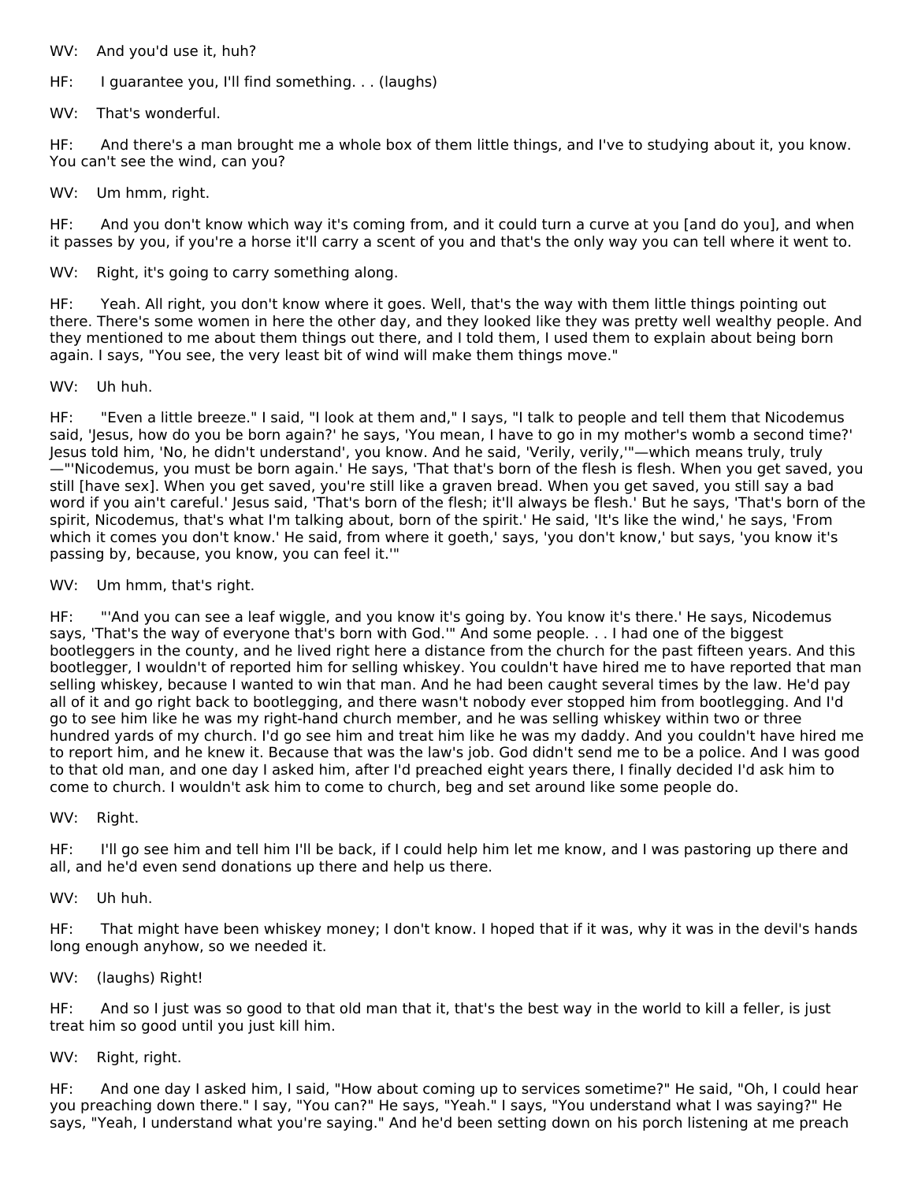WV: And you'd use it, huh?

HF: I guarantee you, I'll find something. . . (laughs)

WV: That's wonderful.

HF: And there's a man brought me a whole box of them little things, and I've to studying about it, you know. You can't see the wind, can you?

WV: Um hmm, right.

HF: And you don't know which way it's coming from, and it could turn a curve at you [and do you], and when it passes by you, if you're a horse it'll carry a scent of you and that's the only way you can tell where it went to.

WV: Right, it's going to carry something along.

HF: Yeah. All right, you don't know where it goes. Well, that's the way with them little things pointing out there. There's some women in here the other day, and they looked like they was pretty well wealthy people. And they mentioned to me about them things out there, and I told them, I used them to explain about being born again. I says, "You see, the very least bit of wind will make them things move."

WV: Uh huh.

HF: "Even a little breeze." I said, "I look at them and," I says, "I talk to people and tell them that Nicodemus said, 'Jesus, how do you be born again?' he says, 'You mean, I have to go in my mother's womb a second time?' Jesus told him, 'No, he didn't understand', you know. And he said, 'Verily, verily,'"—which means truly, truly—"'Nicodemus, you must be born again.' He says, 'That that's born of the flesh is flesh. When you get saved, you still [have sex]. When you get saved, you're still like a graven bread. When you get saved, you still say a bad word if you ain't careful.' Jesus said, 'That's born of the flesh; it'll always be flesh.' But he says, 'That's born of the spirit, Nicodemus, that's what I'm talking about, born of the spirit.' He said, 'It's like the wind,' he says, 'From which it comes you don't know.' He said, from where it goeth,' says, 'you don't know,' but says, 'you know it's passing by, because, you know, you can feel it.'"

WV: Um hmm, that's right.

HF: "'And you can see a leaf wiggle, and you know it's going by. You know it's there.' He says, Nicodemus says, 'That's the way of everyone that's born with God.'" And some people. . . I had one of the biggest bootleggers in the county, and he lived right here a distance from the church for the past fifteen years. And this bootlegger, I wouldn't of reported him for selling whiskey. You couldn't have hired me to have reported that man selling whiskey, because I wanted to win that man. And he had been caught several times by the law. He'd pay all of it and go right back to bootlegging, and there wasn't nobody ever stopped him from bootlegging. And I'd go to see him like he was my right-hand church member, and he was selling whiskey within two or three hundred yards of my church. I'd go see him and treat him like he was my daddy. And you couldn't have hired me to report him, and he knew it. Because that was the law's job. God didn't send me to be a police. And I was good to that old man, and one day I asked him, after I'd preached eight years there, I finally decided I'd ask him to come to church. I wouldn't ask him to come to church, beg and set around like some people do.

WV: Right.

HF: I'll go see him and tell him I'll be back, if I could help him let me know, and I was pastoring up there and all, and he'd even send donations up there and help us there.

WV: Uh huh.

HF: That might have been whiskey money; I don't know. I hoped that if it was, why it was in the devil's hands long enough anyhow, so we needed it.

WV: (laughs) Right!

HF: And so I just was so good to that old man that it, that's the best way in the world to kill a feller, is just treat him so good until you just kill him.

WV: Right, right.

HF: And one day I asked him, I said, "How about coming up to services sometime?" He said, "Oh, I could hear you preaching down there." I say, "You can?" He says, "Yeah." I says, "You understand what I was saying?" He says, "Yeah, I understand what you're saying." And he'd been setting down on his porch listening at me preach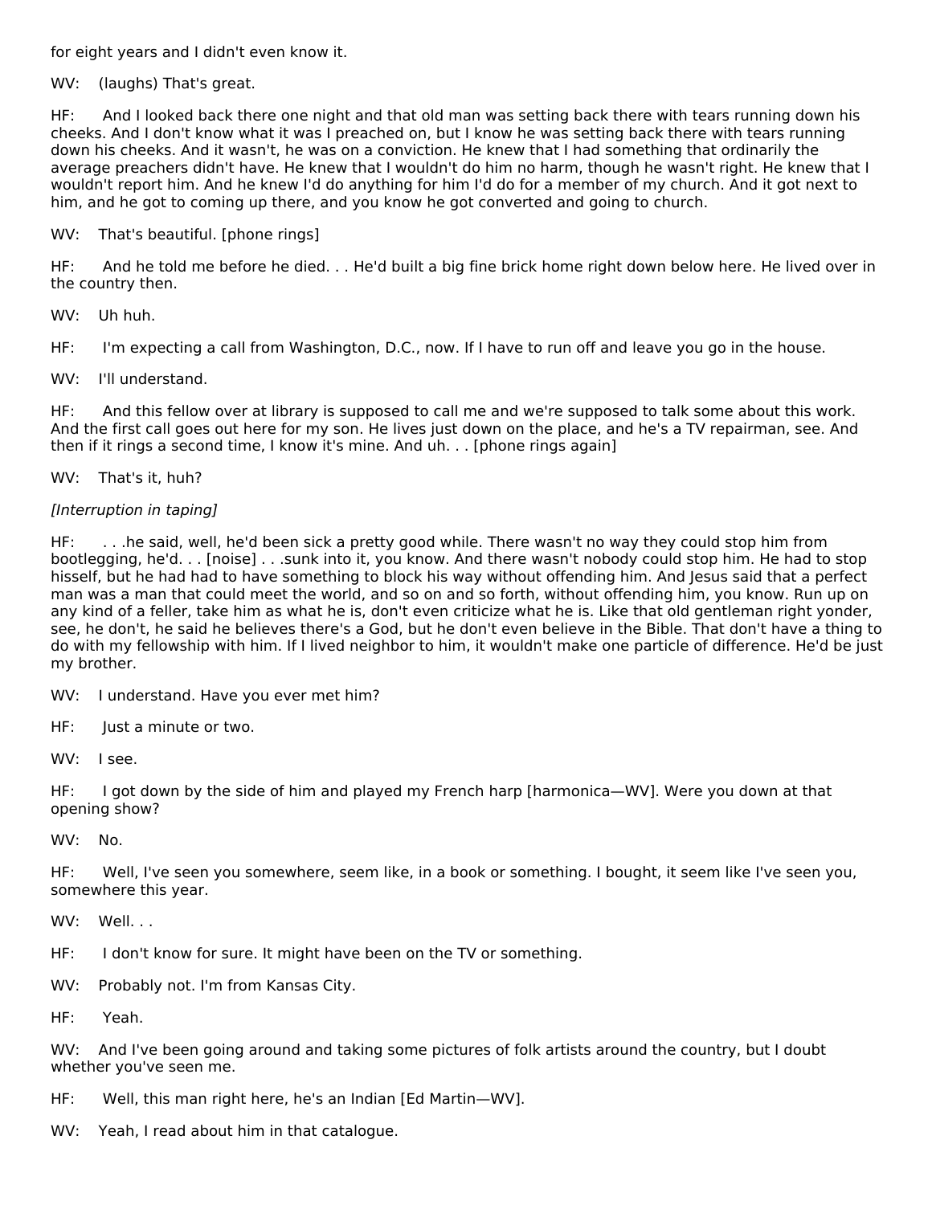for eight years and I didn't even know it.

WV: (laughs) That's great.

HF: And I looked back there one night and that old man was setting back there with tears running down his cheeks. And I don't know what it was I preached on, but I know he was setting back there with tears running down his cheeks. And it wasn't, he was on a conviction. He knew that I had something that ordinarily the average preachers didn't have. He knew that I wouldn't do him no harm, though he wasn't right. He knew that I wouldn't report him. And he knew I'd do anything for him I'd do for a member of my church. And it got next to him, and he got to coming up there, and you know he got converted and going to church.

WV: That's beautiful. [phone rings]

HF: And he told me before he died. . . He'd built a big fine brick home right down below here. He lived over in the country then.

WV: Uh huh.

HF: I'm expecting a call from Washington, D.C., now. If I have to run off and leave you go in the house.

WV: I'll understand.

HF: And this fellow over at library is supposed to call me and we're supposed to talk some about this work. And the first call goes out here for my son. He lives just down on the place, and he's a TV repairman, see. And then if it rings a second time, I know it's mine. And uh. . . [phone rings again]

WV: That's it, huh?

*[Interruption in taping]*

HF: . . .he said, well, he'd been sick a pretty good while. There wasn't no way they could stop him from bootlegging, he'd. . . [noise] . . .sunk into it, you know. And there wasn't nobody could stop him. He had to stop hisself, but he had had to have something to block his way without offending him. And Jesus said that a perfect man was a man that could meet the world, and so on and so forth, without offending him, you know. Run up on any kind of a feller, take him as what he is, don't even criticize what he is. Like that old gentleman right yonder, see, he don't, he said he believes there's a God, but he don't even believe in the Bible. That don't have a thing to do with my fellowship with him. If I lived neighbor to him, it wouldn't make one particle of difference. He'd be just my brother.

WV: I understand. Have you ever met him?

HF: Just a minute or two.

WV: I see.

HF: I got down by the side of him and played my French harp [harmonica—WV]. Were you down at that opening show?

WV: No.

HF: Well, I've seen you somewhere, seem like, in a book or something. I bought, it seem like I've seen you, somewhere this year.

WV: Well. . .

HF: I don't know for sure. It might have been on the TV or something.

WV: Probably not. I'm from Kansas City.

HF: Yeah.

WV: And I've been going around and taking some pictures of folk artists around the country, but I doubt whether you've seen me.

HF: Well, this man right here, he's an Indian [Ed Martin—WV].

WV: Yeah, I read about him in that catalogue.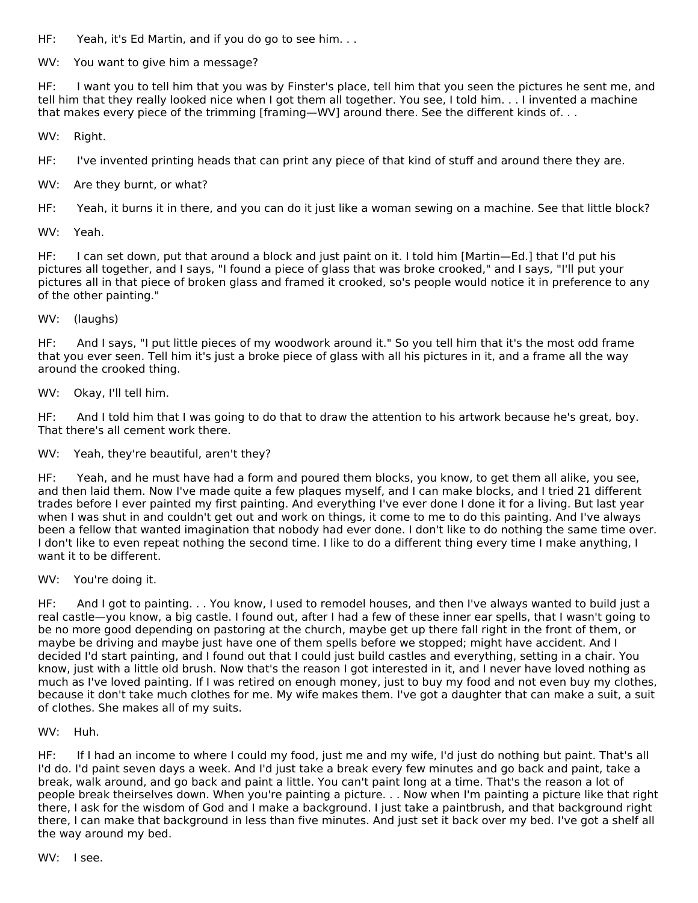HF: Yeah, it's Ed Martin, and if you do go to see him. . .

WV: You want to give him a message?

HF: I want you to tell him that you was by Finster's place, tell him that you seen the pictures he sent me, and tell him that they really looked nice when I got them all together. You see, I told him. . . I invented a machine that makes every piece of the trimming [framing—WV] around there. See the different kinds of. . .

WV: Right.

HF: I've invented printing heads that can print any piece of that kind of stuff and around there they are.

WV: Are they burnt, or what?

HF: Yeah, it burns it in there, and you can do it just like a woman sewing on a machine. See that little block?

WV: Yeah.

HF: I can set down, put that around a block and just paint on it. I told him [Martin—Ed.] that I'd put his pictures all together, and I says, "I found a piece of glass that was broke crooked," and I says, "I'll put your pictures all in that piece of broken glass and framed it crooked, so's people would notice it in preference to any of the other painting."

WV: (laughs)

HF: And I says, "I put little pieces of my woodwork around it." So you tell him that it's the most odd frame that you ever seen. Tell him it's just a broke piece of glass with all his pictures in it, and a frame all the way around the crooked thing.

WV: Okay, I'll tell him.

HF: And I told him that I was going to do that to draw the attention to his artwork because he's great, boy. That there's all cement work there.

WV: Yeah, they're beautiful, aren't they?

HF: Yeah, and he must have had a form and poured them blocks, you know, to get them all alike, you see, and then laid them. Now I've made quite a few plaques myself, and I can make blocks, and I tried 21 different trades before I ever painted my first painting. And everything I've ever done I done it for a living. But last year when I was shut in and couldn't get out and work on things, it come to me to do this painting. And I've always been a fellow that wanted imagination that nobody had ever done. I don't like to do nothing the same time over. I don't like to even repeat nothing the second time. I like to do a different thing every time I make anything, I want it to be different.

WV: You're doing it.

HF: And I got to painting. . . You know, I used to remodel houses, and then I've always wanted to build just a real castle—you know, a big castle. I found out, after I had a few of these inner ear spells, that I wasn't going to be no more good depending on pastoring at the church, maybe get up there fall right in the front of them, or maybe be driving and maybe just have one of them spells before we stopped; might have accident. And I decided I'd start painting, and I found out that I could just build castles and everything, setting in a chair. You know, just with a little old brush. Now that's the reason I got interested in it, and I never have loved nothing as much as I've loved painting. If I was retired on enough money, just to buy my food and not even buy my clothes, because it don't take much clothes for me. My wife makes them. I've got a daughter that can make a suit, a suit of clothes. She makes all of my suits.

WV: Huh.

HF: If I had an income to where I could my food, just me and my wife, I'd just do nothing but paint. That's all I'd do. I'd paint seven days a week. And I'd just take a break every few minutes and go back and paint, take a break, walk around, and go back and paint a little. You can't paint long at a time. That's the reason a lot of people break theirselves down. When you're painting a picture. . . Now when I'm painting a picture like that right there, I ask for the wisdom of God and I make a background. I just take a paintbrush, and that background right there, I can make that background in less than five minutes. And just set it back over my bed. I've got a shelf all the way around my bed.

WV: I see.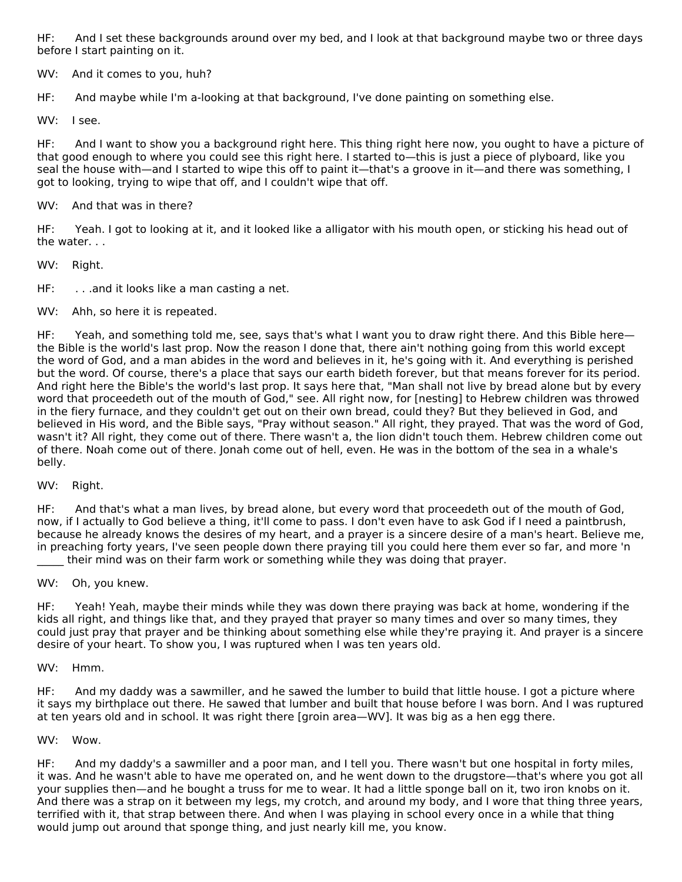HF: And I set these backgrounds around over my bed, and I look at that background maybe two or three days before I start painting on it.

WV: And it comes to you, huh?

HF: And maybe while I'm a-looking at that background, I've done painting on something else.

WV: I see.

HF: And I want to show you a background right here. This thing right here now, you ought to have a picture of that good enough to where you could see this right here. I started to—this is just a piece of plyboard, like you seal the house with—and I started to wipe this off to paint it—that's a groove in it—and there was something, I got to looking, trying to wipe that off, and I couldn't wipe that off.

WV: And that was in there?

HF: Yeah. I got to looking at it, and it looked like a alligator with his mouth open, or sticking his head out of the water. . .

WV: Right.

HF: . . .and it looks like a man casting a net.

WV: Ahh, so here it is repeated.

HF: Yeah, and something told me, see, says that's what I want you to draw right there. And this Bible here—the Bible is the world's last prop. Now the reason I done that, there ain't nothing going from this world except the word of God, and a man abides in the word and believes in it, he's going with it. And everything is perished but the word. Of course, there's a place that says our earth bideth forever, but that means forever for its period. And right here the Bible's the world's last prop. It says here that, "Man shall not live by bread alone but by every word that proceedeth out of the mouth of God," see. All right now, for [nesting] to Hebrew children was throwed in the fiery furnace, and they couldn't get out on their own bread, could they? But they believed in God, and believed in His word, and the Bible says, "Pray without season." All right, they prayed. That was the word of God, wasn't it? All right, they come out of there. There wasn't a, the lion didn't touch them. Hebrew children come out of there. Noah come out of there. Jonah come out of hell, even. He was in the bottom of the sea in a whale's belly.

WV: Right.

HF: And that's what a man lives, by bread alone, but every word that proceedeth out of the mouth of God, now, if I actually to God believe a thing, it'll come to pass. I don't even have to ask God if I need a paintbrush, because he already knows the desires of my heart, and a prayer is a sincere desire of a man's heart. Believe me, in preaching forty years, I've seen people down there praying till you could here them ever so far, and more 'n _____ their mind was on their farm work or something while they was doing that prayer.

WV: Oh, you knew.

HF: Yeah! Yeah, maybe their minds while they was down there praying was back at home, wondering if the kids all right, and things like that, and they prayed that prayer so many times and over so many times, they could just pray that prayer and be thinking about something else while they're praying it. And prayer is a sincere desire of your heart. To show you, I was ruptured when I was ten years old.

WV: Hmm.

HF: And my daddy was a sawmiller, and he sawed the lumber to build that little house. I got a picture where it says my birthplace out there. He sawed that lumber and built that house before I was born. And I was ruptured at ten years old and in school. It was right there [groin area—WV]. It was big as a hen egg there.

WV: Wow.

HF: And my daddy's a sawmiller and a poor man, and I tell you. There wasn't but one hospital in forty miles, it was. And he wasn't able to have me operated on, and he went down to the drugstore—that's where you got all your supplies then—and he bought a truss for me to wear. It had a little sponge ball on it, two iron knobs on it. And there was a strap on it between my legs, my crotch, and around my body, and I wore that thing three years, terrified with it, that strap between there. And when I was playing in school every once in a while that thing would jump out around that sponge thing, and just nearly kill me, you know.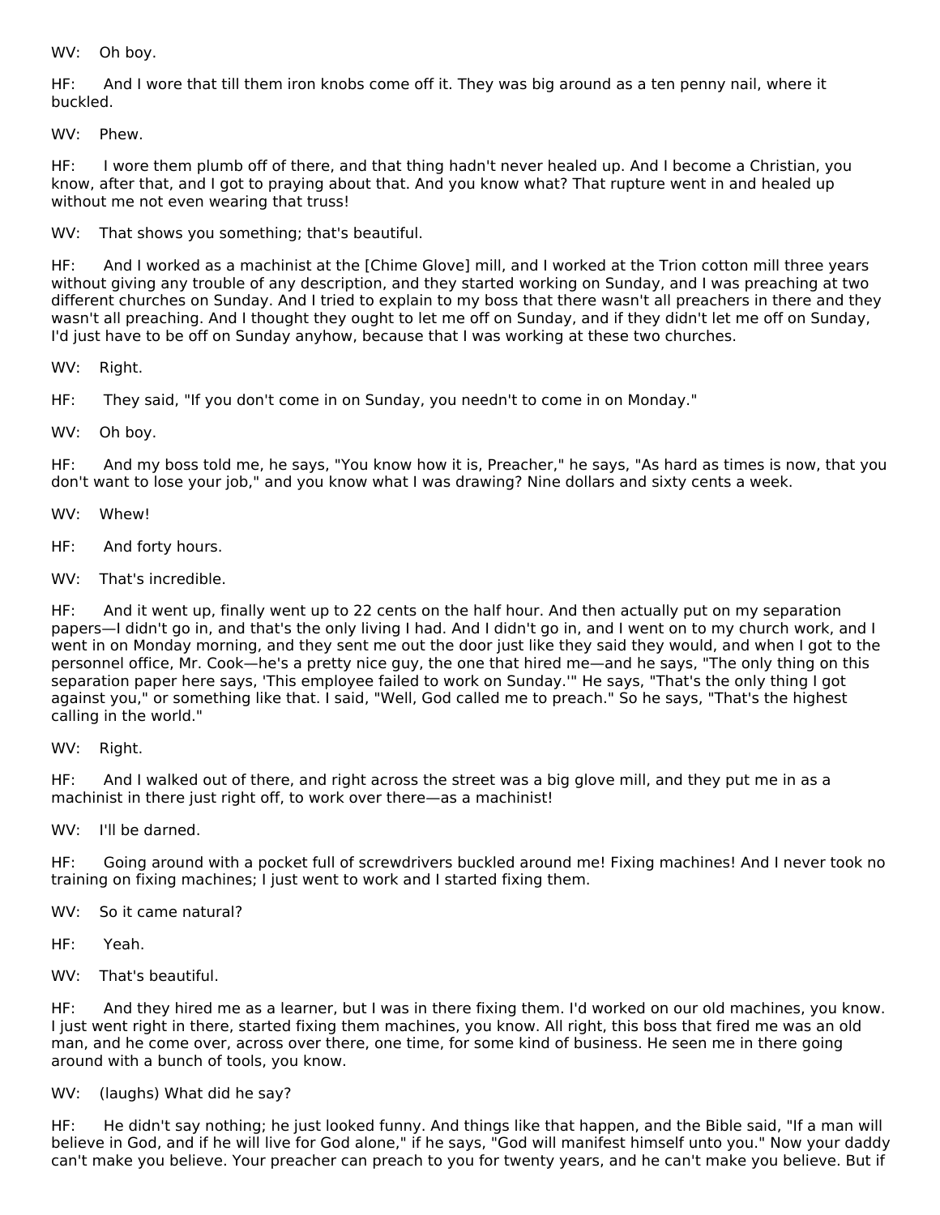WV: Oh boy.

HF: And I wore that till them iron knobs come off it. They was big around as a ten penny nail, where it buckled.

WV: Phew.

HF: I wore them plumb off of there, and that thing hadn't never healed up. And I become a Christian, you know, after that, and I got to praying about that. And you know what? That rupture went in and healed up without me not even wearing that truss!

WV: That shows you something; that's beautiful.

HF: And I worked as a machinist at the [Chime Glove] mill, and I worked at the Trion cotton mill three years without giving any trouble of any description, and they started working on Sunday, and I was preaching at two different churches on Sunday. And I tried to explain to my boss that there wasn't all preachers in there and they wasn't all preaching. And I thought they ought to let me off on Sunday, and if they didn't let me off on Sunday, I'd just have to be off on Sunday anyhow, because that I was working at these two churches.

WV: Right.

HF: They said, "If you don't come in on Sunday, you needn't to come in on Monday."

WV: Oh boy.

HF: And my boss told me, he says, "You know how it is, Preacher," he says, "As hard as times is now, that you don't want to lose your job," and you know what I was drawing? Nine dollars and sixty cents a week.

WV: Whew!

HF: And forty hours.

WV: That's incredible.

HF: And it went up, finally went up to 22 cents on the half hour. And then actually put on my separation papers—I didn't go in, and that's the only living I had. And I didn't go in, and I went on to my church work, and I went in on Monday morning, and they sent me out the door just like they said they would, and when I got to the personnel office, Mr. Cook—he's a pretty nice guy, the one that hired me—and he says, "The only thing on this separation paper here says, 'This employee failed to work on Sunday.'" He says, "That's the only thing I got against you," or something like that. I said, "Well, God called me to preach." So he says, "That's the highest calling in the world."

WV: Right.

HF: And I walked out of there, and right across the street was a big glove mill, and they put me in as a machinist in there just right off, to work over there—as a machinist!

WV: I'll be darned.

HF: Going around with a pocket full of screwdrivers buckled around me! Fixing machines! And I never took no training on fixing machines; I just went to work and I started fixing them.

WV: So it came natural?

HF: Yeah.

WV: That's beautiful.

HF: And they hired me as a learner, but I was in there fixing them. I'd worked on our old machines, you know. I just went right in there, started fixing them machines, you know. All right, this boss that fired me was an old man, and he come over, across over there, one time, for some kind of business. He seen me in there going around with a bunch of tools, you know.

WV: (laughs) What did he say?

HF: He didn't say nothing; he just looked funny. And things like that happen, and the Bible said, "If a man will believe in God, and if he will live for God alone," if he says, "God will manifest himself unto you." Now your daddy can't make you believe. Your preacher can preach to you for twenty years, and he can't make you believe. But if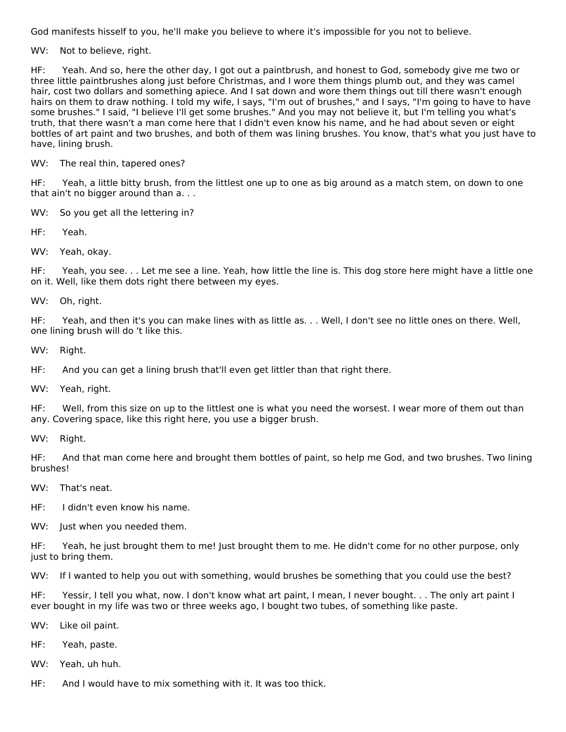God manifests hisself to you, he'll make you believe to where it's impossible for you not to believe.

WV: Not to believe, right.

HF: Yeah. And so, here the other day, I got out a paintbrush, and honest to God, somebody give me two or three little paintbrushes along just before Christmas, and I wore them things plumb out, and they was camel hair, cost two dollars and something apiece. And I sat down and wore them things out till there wasn't enough hairs on them to draw nothing. I told my wife, I says, "I'm out of brushes," and I says, "I'm going to have to have some brushes." I said, "I believe I'll get some brushes." And you may not believe it, but I'm telling you what's truth, that there wasn't a man come here that I didn't even know his name, and he had about seven or eight bottles of art paint and two brushes, and both of them was lining brushes. You know, that's what you just have to have, lining brush.

WV: The real thin, tapered ones?

HF: Yeah, a little bitty brush, from the littlest one up to one as big around as a match stem, on down to one that ain't no bigger around than a. . .

WV: So you get all the lettering in?

HF: Yeah.

WV: Yeah, okay.

HF: Yeah, you see. . . Let me see a line. Yeah, how little the line is. This dog store here might have a little one on it. Well, like them dots right there between my eyes.

WV: Oh, right.

HF: Yeah, and then it's you can make lines with as little as. . . Well, I don't see no little ones on there. Well, one lining brush will do 't like this.

WV: Right.

HF: And you can get a lining brush that'll even get littler than that right there.

WV: Yeah, right.

HF: Well, from this size on up to the littlest one is what you need the worsest. I wear more of them out than any. Covering space, like this right here, you use a bigger brush.

WV: Right.

HF: And that man come here and brought them bottles of paint, so help me God, and two brushes. Two lining brushes!

WV: That's neat.

HF: I didn't even know his name.

WV: Just when you needed them.

HF: Yeah, he just brought them to me! Just brought them to me. He didn't come for no other purpose, only just to bring them.

WV: If I wanted to help you out with something, would brushes be something that you could use the best?

HF: Yessir, I tell you what, now. I don't know what art paint, I mean, I never bought. . . The only art paint I ever bought in my life was two or three weeks ago, I bought two tubes, of something like paste.

WV: Like oil paint.

HF: Yeah, paste.

WV: Yeah, uh huh.

HF: And I would have to mix something with it. It was too thick.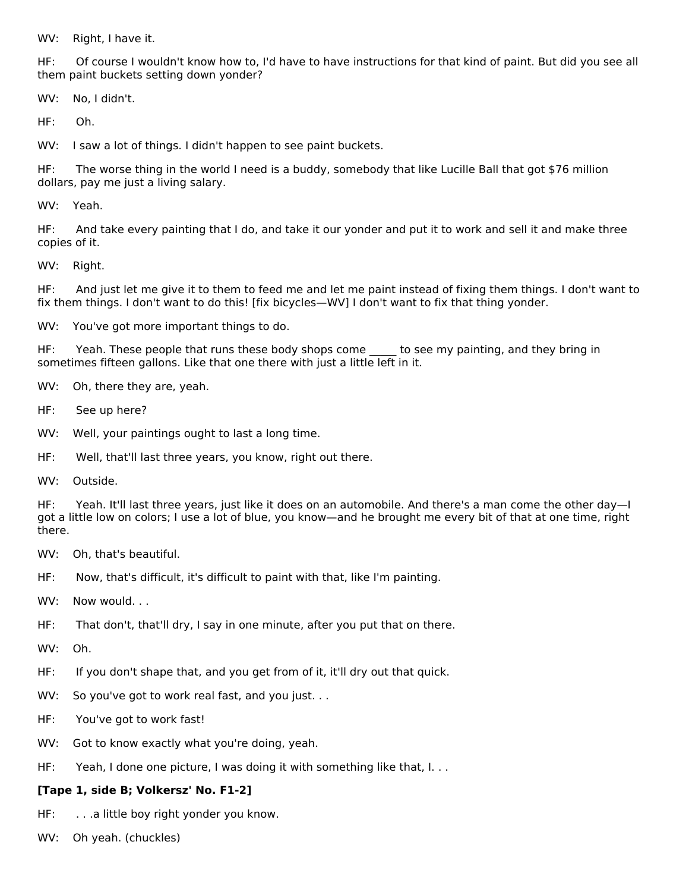WV: Right, I have it.

HF: Of course I wouldn't know how to, I'd have to have instructions for that kind of paint. But did you see all them paint buckets setting down yonder?

WV: No, I didn't.

HF: Oh.

WV: I saw a lot of things. I didn't happen to see paint buckets.

HF: The worse thing in the world I need is a buddy, somebody that like Lucille Ball that got $76 million dollars, pay me just a living salary.

WV: Yeah.

HF: And take every painting that I do, and take it our yonder and put it to work and sell it and make three copies of it.

WV: Right.

HF: And just let me give it to them to feed me and let me paint instead of fixing them things. I don't want to fix them things. I don't want to do this! [fix bicycles—WV] I don't want to fix that thing yonder.

WV: You've got more important things to do.

HF: Yeah. These people that runs these body shops come _____ to see my painting, and they bring in sometimes fifteen gallons. Like that one there with just a little left in it.

WV: Oh, there they are, yeah.

HF: See up here?

WV: Well, your paintings ought to last a long time.

HF: Well, that'll last three years, you know, right out there.

WV: Outside.

HF: Yeah. It'll last three years, just like it does on an automobile. And there's a man come the other day—I got a little low on colors; I use a lot of blue, you know—and he brought me every bit of that at one time, right there.

WV: Oh, that's beautiful.

HF: Now, that's difficult, it's difficult to paint with that, like I'm painting.

WV: Now would. . .

HF: That don't, that'll dry, I say in one minute, after you put that on there.

WV: Oh.

HF: If you don't shape that, and you get from of it, it'll dry out that quick.

WV: So you've got to work real fast, and you just. . .

HF: You've got to work fast!

WV: Got to know exactly what you're doing, yeah.

HF: Yeah, I done one picture, I was doing it with something like that, I. . .

**[Tape 1, side B; Volkersz' No. F1-2]**

HF: . . .a little boy right yonder you know.

WV: Oh yeah. (chuckles)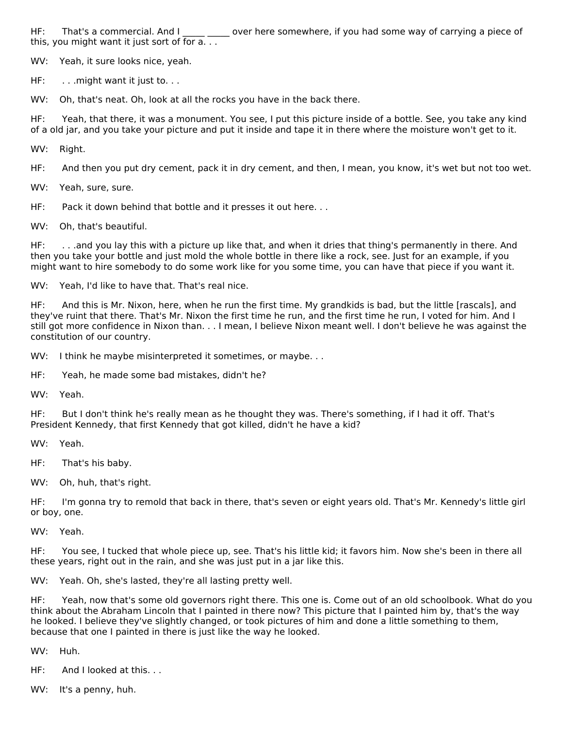HF: That's a commercial. And I _____ _____ over here somewhere, if you had some way of carrying a piece of this, you might want it just sort of for a. . .

WV: Yeah, it sure looks nice, yeah.

HF: . . .might want it just to. . .

WV: Oh, that's neat. Oh, look at all the rocks you have in the back there.

HF: Yeah, that there, it was a monument. You see, I put this picture inside of a bottle. See, you take any kind of a old jar, and you take your picture and put it inside and tape it in there where the moisture won't get to it.

WV: Right.

HF: And then you put dry cement, pack it in dry cement, and then, I mean, you know, it's wet but not too wet.

WV: Yeah, sure, sure.

HF: Pack it down behind that bottle and it presses it out here. . .

WV: Oh, that's beautiful.

HF: . . .and you lay this with a picture up like that, and when it dries that thing's permanently in there. And then you take your bottle and just mold the whole bottle in there like a rock, see. Just for an example, if you might want to hire somebody to do some work like for you some time, you can have that piece if you want it.

WV: Yeah, I'd like to have that. That's real nice.

HF: And this is Mr. Nixon, here, when he run the first time. My grandkids is bad, but the little [rascals], and they've ruint that there. That's Mr. Nixon the first time he run, and the first time he run, I voted for him. And I still got more confidence in Nixon than. . . I mean, I believe Nixon meant well. I don't believe he was against the constitution of our country.

WV: I think he maybe misinterpreted it sometimes, or maybe. . .

HF: Yeah, he made some bad mistakes, didn't he?

WV: Yeah.

HF: But I don't think he's really mean as he thought they was. There's something, if I had it off. That's President Kennedy, that first Kennedy that got killed, didn't he have a kid?

WV: Yeah.

HF: That's his baby.

WV: Oh, huh, that's right.

HF: I'm gonna try to remold that back in there, that's seven or eight years old. That's Mr. Kennedy's little girl or boy, one.

WV: Yeah.

HF: You see, I tucked that whole piece up, see. That's his little kid; it favors him. Now she's been in there all these years, right out in the rain, and she was just put in a jar like this.

WV: Yeah. Oh, she's lasted, they're all lasting pretty well.

HF: Yeah, now that's some old governors right there. This one is. Come out of an old schoolbook. What do you think about the Abraham Lincoln that I painted in there now? This picture that I painted him by, that's the way he looked. I believe they've slightly changed, or took pictures of him and done a little something to them, because that one I painted in there is just like the way he looked.

WV: Huh.

HF: And I looked at this. . .

WV: It's a penny, huh.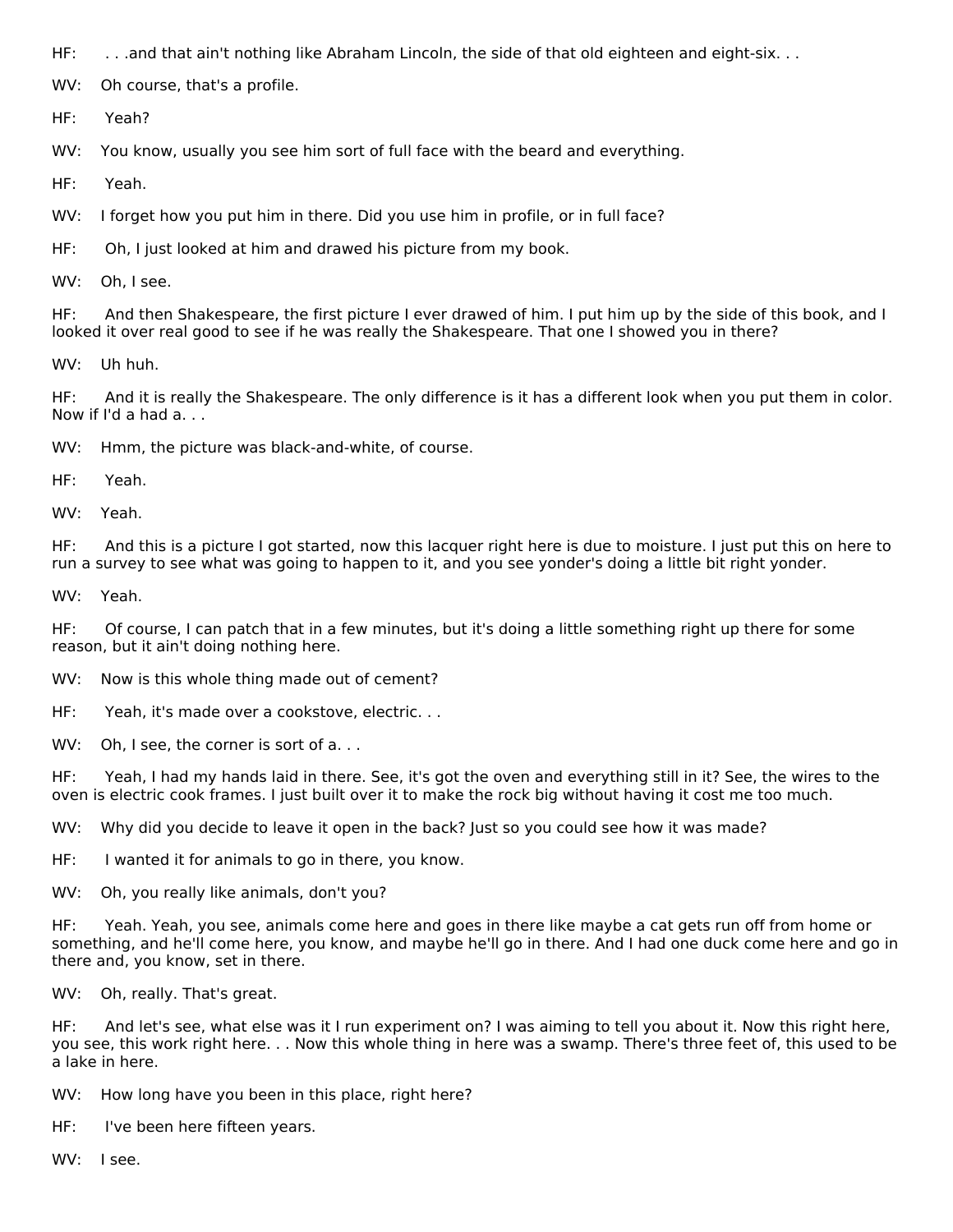HF: . . .and that ain't nothing like Abraham Lincoln, the side of that old eighteen and eight-six. . .

WV: Oh course, that's a profile.

HF: Yeah?

WV: You know, usually you see him sort of full face with the beard and everything.

HF: Yeah.

WV: I forget how you put him in there. Did you use him in profile, or in full face?

HF: Oh, I just looked at him and drawed his picture from my book.

WV: Oh, I see.

HF: And then Shakespeare, the first picture I ever drawed of him. I put him up by the side of this book, and I looked it over real good to see if he was really the Shakespeare. That one I showed you in there?

WV: Uh huh.

HF: And it is really the Shakespeare. The only difference is it has a different look when you put them in color. Now if I'd a had a. . .

WV: Hmm, the picture was black-and-white, of course.

HF: Yeah.

WV: Yeah.

HF: And this is a picture I got started, now this lacquer right here is due to moisture. I just put this on here to run a survey to see what was going to happen to it, and you see yonder's doing a little bit right yonder.

WV: Yeah.

HF: Of course, I can patch that in a few minutes, but it's doing a little something right up there for some reason, but it ain't doing nothing here.

WV: Now is this whole thing made out of cement?

HF: Yeah, it's made over a cookstove, electric. . .

WV: Oh, I see, the corner is sort of a. . .

HF: Yeah, I had my hands laid in there. See, it's got the oven and everything still in it? See, the wires to the oven is electric cook frames. I just built over it to make the rock big without having it cost me too much.

WV: Why did you decide to leave it open in the back? Just so you could see how it was made?

HF: I wanted it for animals to go in there, you know.

WV: Oh, you really like animals, don't you?

HF: Yeah. Yeah, you see, animals come here and goes in there like maybe a cat gets run off from home or something, and he'll come here, you know, and maybe he'll go in there. And I had one duck come here and go in there and, you know, set in there.

WV: Oh, really. That's great.

HF: And let's see, what else was it I run experiment on? I was aiming to tell you about it. Now this right here, you see, this work right here. . . Now this whole thing in here was a swamp. There's three feet of, this used to be a lake in here.

WV: How long have you been in this place, right here?

HF: I've been here fifteen years.

WV: I see.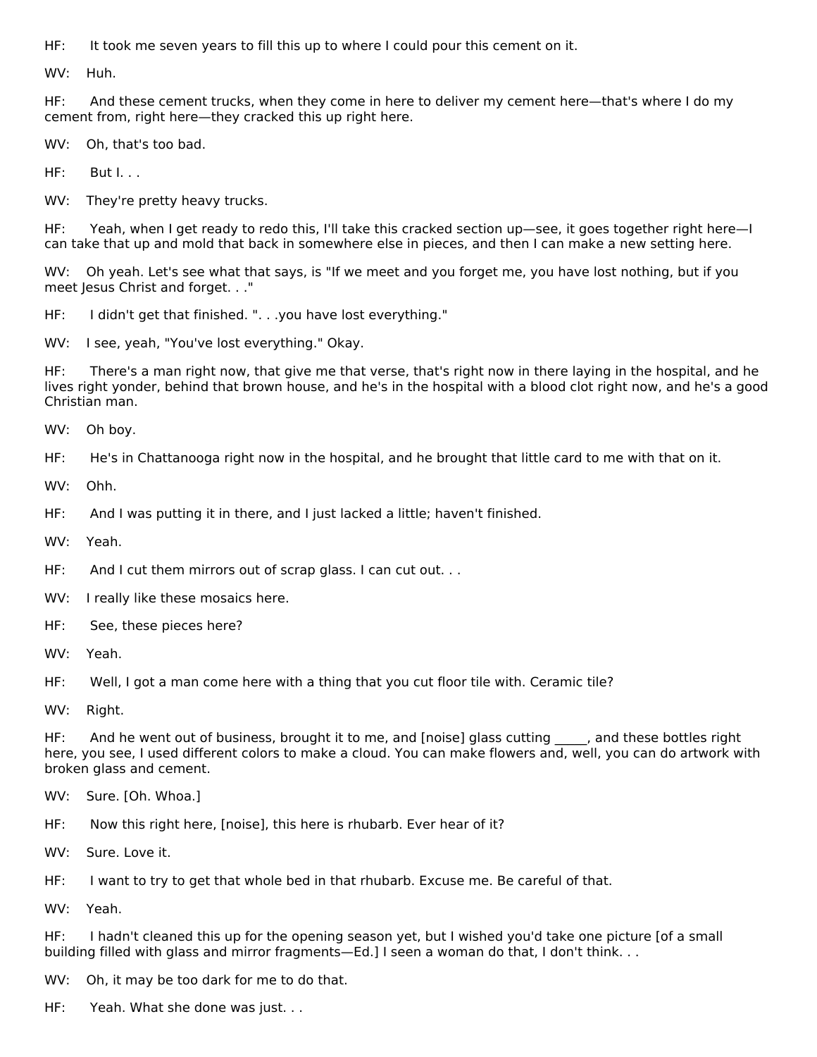HF: It took me seven years to fill this up to where I could pour this cement on it.

WV: Huh.

HF: And these cement trucks, when they come in here to deliver my cement here—that's where I do my cement from, right here—they cracked this up right here.

WV: Oh, that's too bad.

HF: But I. . .

WV: They're pretty heavy trucks.

HF: Yeah, when I get ready to redo this, I'll take this cracked section up—see, it goes together right here—I can take that up and mold that back in somewhere else in pieces, and then I can make a new setting here.

WV: Oh yeah. Let's see what that says, is "If we meet and you forget me, you have lost nothing, but if you meet Jesus Christ and forget. . ."

HF: I didn't get that finished. ". . .you have lost everything."

WV: I see, yeah, "You've lost everything." Okay.

HF: There's a man right now, that give me that verse, that's right now in there laying in the hospital, and he lives right yonder, behind that brown house, and he's in the hospital with a blood clot right now, and he's a good Christian man.

WV: Oh boy.

HF: He's in Chattanooga right now in the hospital, and he brought that little card to me with that on it.

WV: Ohh.

HF: And I was putting it in there, and I just lacked a little; haven't finished.

WV: Yeah.

HF: And I cut them mirrors out of scrap glass. I can cut out. . .

WV: I really like these mosaics here.

HF: See, these pieces here?

WV: Yeah.

HF: Well, I got a man come here with a thing that you cut floor tile with. Ceramic tile?

WV: Right.

HF: And he went out of business, brought it to me, and [noise] glass cutting _____, and these bottles right here, you see, I used different colors to make a cloud. You can make flowers and, well, you can do artwork with broken glass and cement.

WV: Sure. [Oh. Whoa.]

HF: Now this right here, [noise], this here is rhubarb. Ever hear of it?

WV: Sure. Love it.

HF: I want to try to get that whole bed in that rhubarb. Excuse me. Be careful of that.

WV: Yeah.

HF: I hadn't cleaned this up for the opening season yet, but I wished you'd take one picture [of a small building filled with glass and mirror fragments—Ed.] I seen a woman do that, I don't think. . .

WV: Oh, it may be too dark for me to do that.

HF: Yeah. What she done was just. . .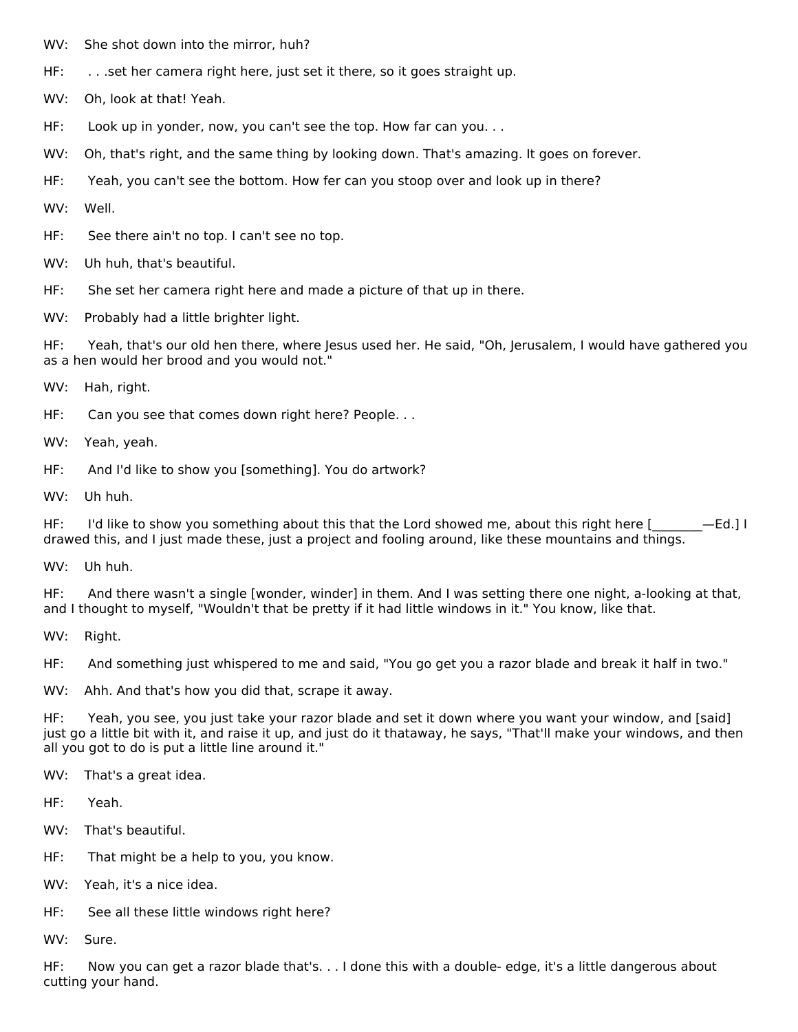WV: She shot down into the mirror, huh?

HF: . . .set her camera right here, just set it there, so it goes straight up.

WV: Oh, look at that! Yeah.

HF: Look up in yonder, now, you can't see the top. How far can you. . .

WV: Oh, that's right, and the same thing by looking down. That's amazing. It goes on forever.

HF: Yeah, you can't see the bottom. How fer can you stoop over and look up in there?

WV: Well.

HF: See there ain't no top. I can't see no top.

WV: Uh huh, that's beautiful.

HF: She set her camera right here and made a picture of that up in there.

WV: Probably had a little brighter light.

HF: Yeah, that's our old hen there, where Jesus used her. He said, "Oh, Jerusalem, I would have gathered you as a hen would her brood and you would not."

WV: Hah, right.

HF: Can you see that comes down right here? People. . .

WV: Yeah, yeah.

HF: And I'd like to show you [something]. You do artwork?

WV: Uh huh.

HF: I'd like to show you something about this that the Lord showed me, about this right here [________—Ed.] I drawed this, and I just made these, just a project and fooling around, like these mountains and things.

WV: Uh huh.

HF: And there wasn't a single [wonder, winder] in them. And I was setting there one night, a-looking at that, and I thought to myself, "Wouldn't that be pretty if it had little windows in it." You know, like that.

WV: Right.

HF: And something just whispered to me and said, "You go get you a razor blade and break it half in two."

WV: Ahh. And that's how you did that, scrape it away.

HF: Yeah, you see, you just take your razor blade and set it down where you want your window, and [said] just go a little bit with it, and raise it up, and just do it thataway, he says, "That'll make your windows, and then all you got to do is put a little line around it."

WV: That's a great idea.

HF: Yeah.

WV: That's beautiful.

HF: That might be a help to you, you know.

WV: Yeah, it's a nice idea.

HF: See all these little windows right here?

WV: Sure.

HF: Now you can get a razor blade that's. . . I done this with a double- edge, it's a little dangerous about cutting your hand.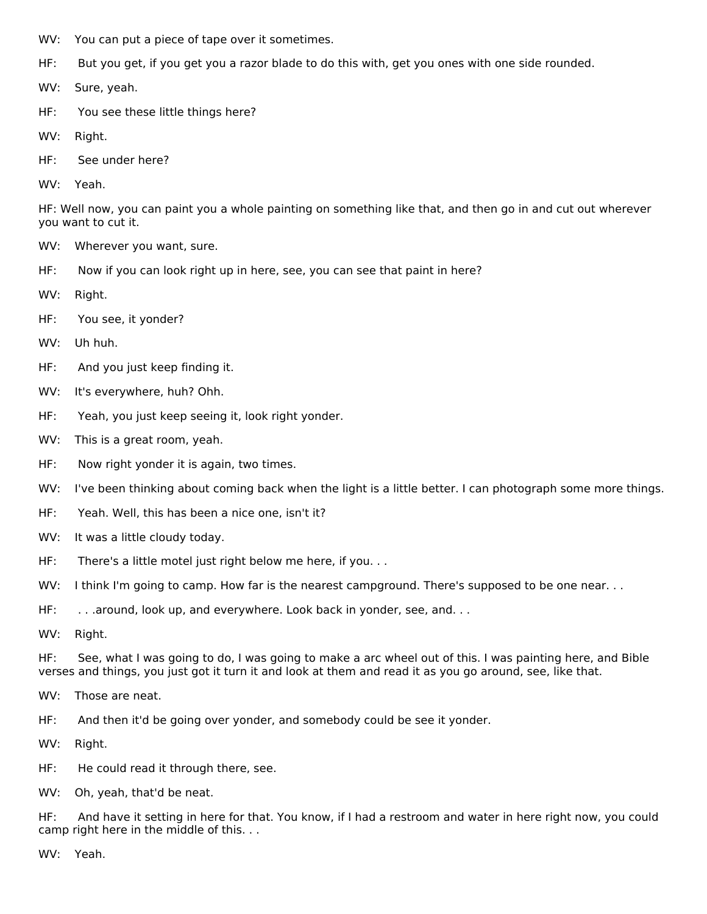WV: You can put a piece of tape over it sometimes.

HF: But you get, if you get you a razor blade to do this with, get you ones with one side rounded.

WV: Sure, yeah.

HF: You see these little things here?

WV: Right.

HF: See under here?

WV: Yeah.

HF: Well now, you can paint you a whole painting on something like that, and then go in and cut out wherever you want to cut it.

WV: Wherever you want, sure.

HF: Now if you can look right up in here, see, you can see that paint in here?

WV: Right.

HF: You see, it yonder?

WV: Uh huh.

HF: And you just keep finding it.

WV: It's everywhere, huh? Ohh.

HF: Yeah, you just keep seeing it, look right yonder.

WV: This is a great room, yeah.

HF: Now right yonder it is again, two times.

WV: I've been thinking about coming back when the light is a little better. I can photograph some more things.

HF: Yeah. Well, this has been a nice one, isn't it?

WV: It was a little cloudy today.

HF: There's a little motel just right below me here, if you. . .

WV: I think I'm going to camp. How far is the nearest campground. There's supposed to be one near. . .

HF: . . .around, look up, and everywhere. Look back in yonder, see, and. . .

WV: Right.

HF: See, what I was going to do, I was going to make a arc wheel out of this. I was painting here, and Bible verses and things, you just got it turn it and look at them and read it as you go around, see, like that.

WV: Those are neat.

HF: And then it'd be going over yonder, and somebody could be see it yonder.

WV: Right.

HF: He could read it through there, see.

WV: Oh, yeah, that'd be neat.

HF: And have it setting in here for that. You know, if I had a restroom and water in here right now, you could camp right here in the middle of this. . .

WV: Yeah.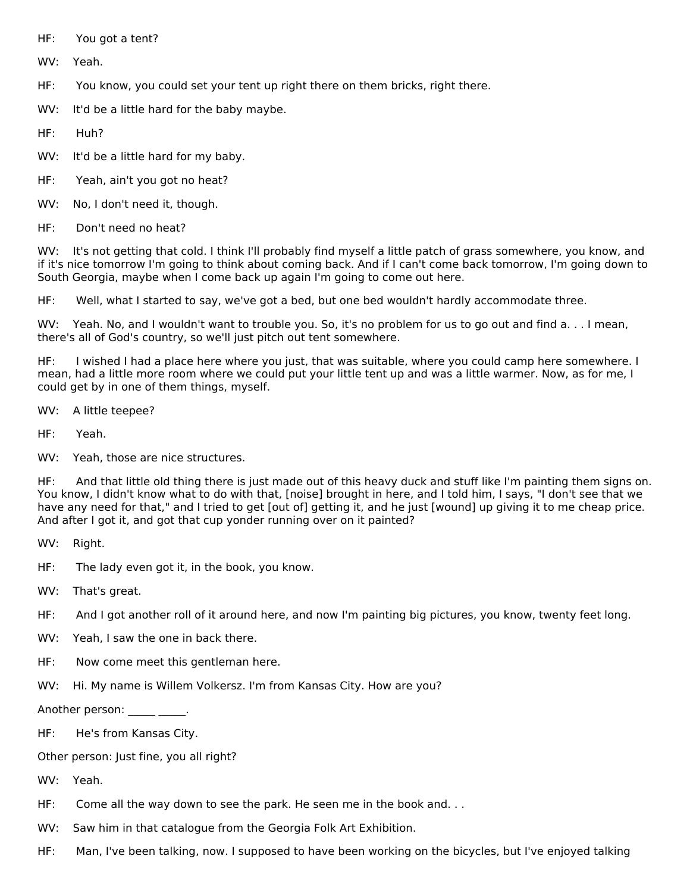HF: You got a tent?

WV: Yeah.

HF: You know, you could set your tent up right there on them bricks, right there.

WV: It'd be a little hard for the baby maybe.

HF: Huh?

WV: It'd be a little hard for my baby.

HF: Yeah, ain't you got no heat?

WV: No, I don't need it, though.

HF: Don't need no heat?

WV: It's not getting that cold. I think I'll probably find myself a little patch of grass somewhere, you know, and if it's nice tomorrow I'm going to think about coming back. And if I can't come back tomorrow, I'm going down to South Georgia, maybe when I come back up again I'm going to come out here.

HF: Well, what I started to say, we've got a bed, but one bed wouldn't hardly accommodate three.

WV: Yeah. No, and I wouldn't want to trouble you. So, it's no problem for us to go out and find a. . . I mean, there's all of God's country, so we'll just pitch out tent somewhere.

HF: I wished I had a place here where you just, that was suitable, where you could camp here somewhere. I mean, had a little more room where we could put your little tent up and was a little warmer. Now, as for me, I could get by in one of them things, myself.

WV: A little teepee?

HF: Yeah.

WV: Yeah, those are nice structures.

HF: And that little old thing there is just made out of this heavy duck and stuff like I'm painting them signs on. You know, I didn't know what to do with that, [noise] brought in here, and I told him, I says, "I don't see that we have any need for that," and I tried to get [out of] getting it, and he just [wound] up giving it to me cheap price. And after I got it, and got that cup yonder running over on it painted?

WV: Right.

HF: The lady even got it, in the book, you know.

WV: That's great.

HF: And I got another roll of it around here, and now I'm painting big pictures, you know, twenty feet long.

WV: Yeah, I saw the one in back there.

HF: Now come meet this gentleman here.

WV: Hi. My name is Willem Volkersz. I'm from Kansas City. How are you?

Another person: _____ _____.

HF: He's from Kansas City.

Other person: Just fine, you all right?

WV: Yeah.

HF: Come all the way down to see the park. He seen me in the book and. . .

WV: Saw him in that catalogue from the Georgia Folk Art Exhibition.

HF: Man, I've been talking, now. I supposed to have been working on the bicycles, but I've enjoyed talking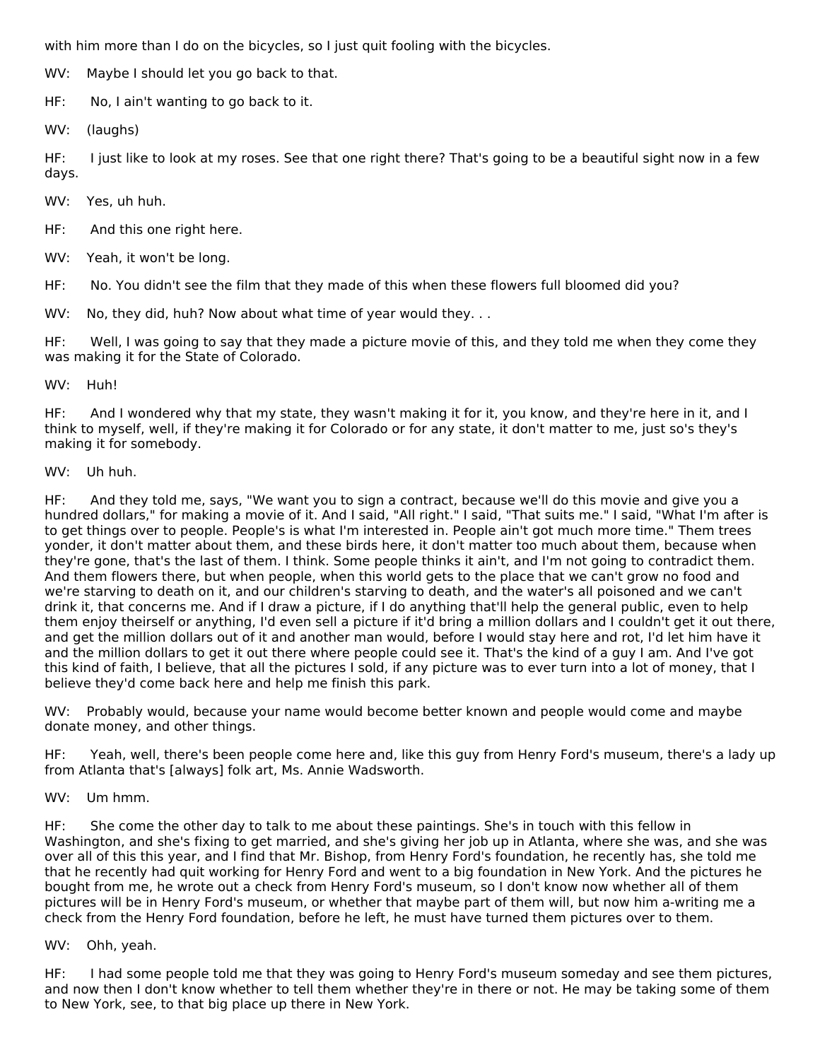with him more than I do on the bicycles, so I just quit fooling with the bicycles.

WV: Maybe I should let you go back to that.

HF: No, I ain't wanting to go back to it.

WV: (laughs)

HF: I just like to look at my roses. See that one right there? That's going to be a beautiful sight now in a few days.

WV: Yes, uh huh.

HF: And this one right here.

WV: Yeah, it won't be long.

HF: No. You didn't see the film that they made of this when these flowers full bloomed did you?

WV: No, they did, huh? Now about what time of year would they. . .

HF: Well, I was going to say that they made a picture movie of this, and they told me when they come they was making it for the State of Colorado.

WV: Huh!

HF: And I wondered why that my state, they wasn't making it for it, you know, and they're here in it, and I think to myself, well, if they're making it for Colorado or for any state, it don't matter to me, just so's they's making it for somebody.

WV: Uh huh.

HF: And they told me, says, "We want you to sign a contract, because we'll do this movie and give you a hundred dollars," for making a movie of it. And I said, "All right." I said, "That suits me." I said, "What I'm after is to get things over to people. People's is what I'm interested in. People ain't got much more time." Them trees yonder, it don't matter about them, and these birds here, it don't matter too much about them, because when they're gone, that's the last of them. I think. Some people thinks it ain't, and I'm not going to contradict them. And them flowers there, but when people, when this world gets to the place that we can't grow no food and we're starving to death on it, and our children's starving to death, and the water's all poisoned and we can't drink it, that concerns me. And if I draw a picture, if I do anything that'll help the general public, even to help them enjoy theirself or anything, I'd even sell a picture if it'd bring a million dollars and I couldn't get it out there, and get the million dollars out of it and another man would, before I would stay here and rot, I'd let him have it and the million dollars to get it out there where people could see it. That's the kind of a guy I am. And I've got this kind of faith, I believe, that all the pictures I sold, if any picture was to ever turn into a lot of money, that I believe they'd come back here and help me finish this park.

WV: Probably would, because your name would become better known and people would come and maybe donate money, and other things.

HF: Yeah, well, there's been people come here and, like this guy from Henry Ford's museum, there's a lady up from Atlanta that's [always] folk art, Ms. Annie Wadsworth.

WV: Um hmm.

HF: She come the other day to talk to me about these paintings. She's in touch with this fellow in Washington, and she's fixing to get married, and she's giving her job up in Atlanta, where she was, and she was over all of this this year, and I find that Mr. Bishop, from Henry Ford's foundation, he recently has, she told me that he recently had quit working for Henry Ford and went to a big foundation in New York. And the pictures he bought from me, he wrote out a check from Henry Ford's museum, so I don't know now whether all of them pictures will be in Henry Ford's museum, or whether that maybe part of them will, but now him a-writing me a check from the Henry Ford foundation, before he left, he must have turned them pictures over to them.

WV: Ohh, yeah.

HF: I had some people told me that they was going to Henry Ford's museum someday and see them pictures, and now then I don't know whether to tell them whether they're in there or not. He may be taking some of them to New York, see, to that big place up there in New York.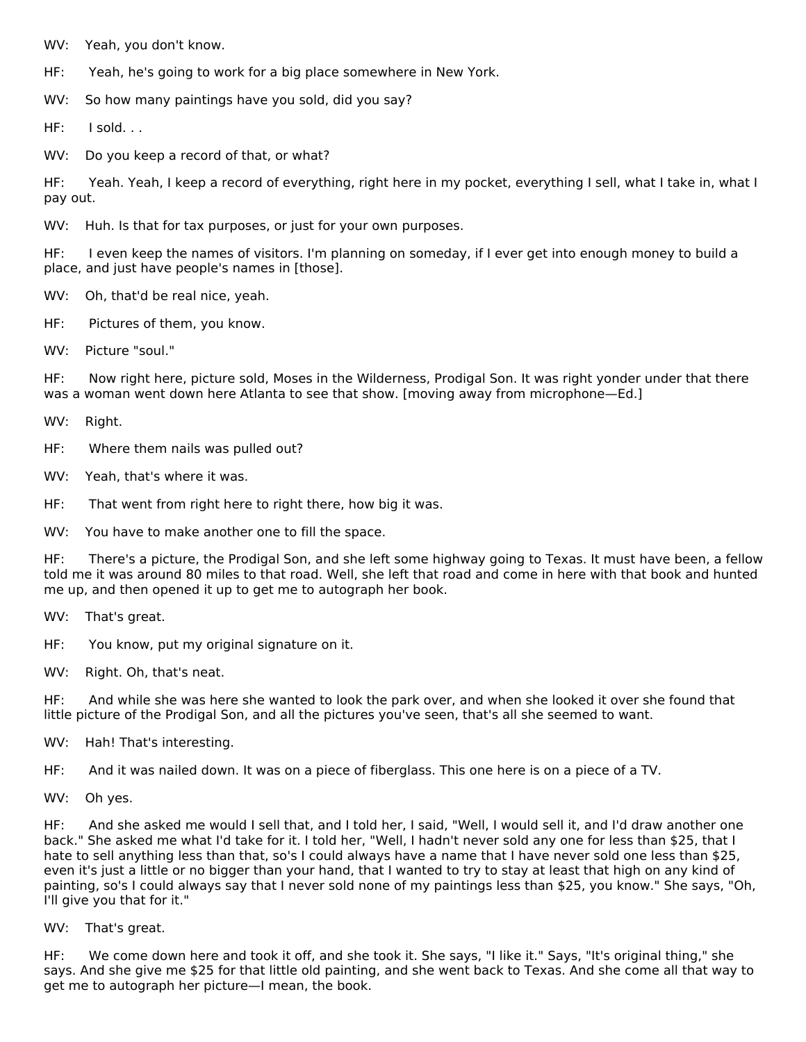WV: Yeah, you don't know.

HF: Yeah, he's going to work for a big place somewhere in New York.

WV: So how many paintings have you sold, did you say?

HF: I sold. . .

WV: Do you keep a record of that, or what?

HF: Yeah. Yeah, I keep a record of everything, right here in my pocket, everything I sell, what I take in, what I pay out.

WV: Huh. Is that for tax purposes, or just for your own purposes.

HF: I even keep the names of visitors. I'm planning on someday, if I ever get into enough money to build a place, and just have people's names in [those].

WV: Oh, that'd be real nice, yeah.

HF: Pictures of them, you know.

WV: Picture "soul."

HF: Now right here, picture sold, Moses in the Wilderness, Prodigal Son. It was right yonder under that there was a woman went down here Atlanta to see that show. [moving away from microphone—Ed.]

WV: Right.

HF: Where them nails was pulled out?

WV: Yeah, that's where it was.

HF: That went from right here to right there, how big it was.

WV: You have to make another one to fill the space.

HF: There's a picture, the Prodigal Son, and she left some highway going to Texas. It must have been, a fellow told me it was around 80 miles to that road. Well, she left that road and come in here with that book and hunted me up, and then opened it up to get me to autograph her book.

WV: That's great.

HF: You know, put my original signature on it.

WV: Right. Oh, that's neat.

HF: And while she was here she wanted to look the park over, and when she looked it over she found that little picture of the Prodigal Son, and all the pictures you've seen, that's all she seemed to want.

WV: Hah! That's interesting.

HF: And it was nailed down. It was on a piece of fiberglass. This one here is on a piece of a TV.

WV: Oh yes.

HF: And she asked me would I sell that, and I told her, I said, "Well, I would sell it, and I'd draw another one back." She asked me what I'd take for it. I told her, "Well, I hadn't never sold any one for less than $25, that I hate to sell anything less than that, so's I could always have a name that I have never sold one less than $25, even it's just a little or no bigger than your hand, that I wanted to try to stay at least that high on any kind of painting, so's I could always say that I never sold none of my paintings less than $25, you know." She says, "Oh, I'll give you that for it."

WV: That's great.

HF: We come down here and took it off, and she took it. She says, "I like it." Says, "It's original thing," she says. And she give me $25 for that little old painting, and she went back to Texas. And she come all that way to get me to autograph her picture—I mean, the book.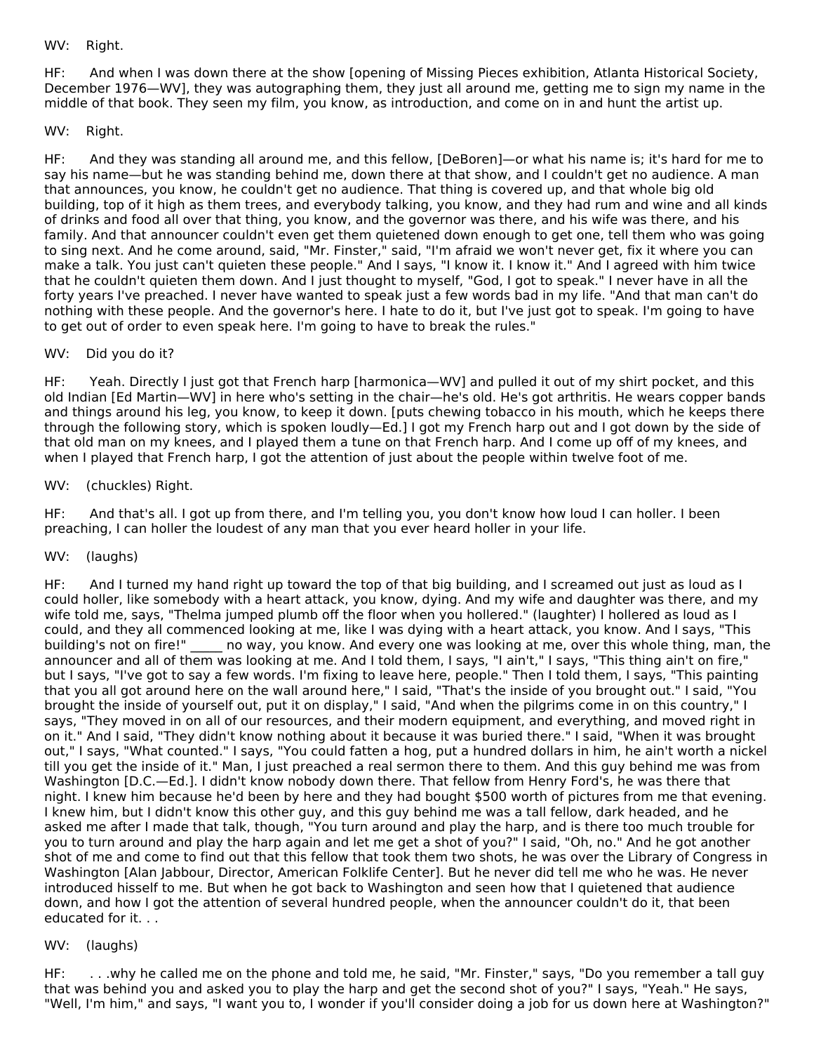WV: Right.

HF: And when I was down there at the show [opening of Missing Pieces exhibition, Atlanta Historical Society, December 1976—WV], they was autographing them, they just all around me, getting me to sign my name in the middle of that book. They seen my film, you know, as introduction, and come on in and hunt the artist up.

WV: Right.

HF: And they was standing all around me, and this fellow, [DeBoren]—or what his name is; it's hard for me to say his name—but he was standing behind me, down there at that show, and I couldn't get no audience. A man that announces, you know, he couldn't get no audience. That thing is covered up, and that whole big old building, top of it high as them trees, and everybody talking, you know, and they had rum and wine and all kinds of drinks and food all over that thing, you know, and the governor was there, and his wife was there, and his family. And that announcer couldn't even get them quietened down enough to get one, tell them who was going to sing next. And he come around, said, "Mr. Finster," said, "I'm afraid we won't never get, fix it where you can make a talk. You just can't quieten these people." And I says, "I know it. I know it." And I agreed with him twice that he couldn't quieten them down. And I just thought to myself, "God, I got to speak." I never have in all the forty years I've preached. I never have wanted to speak just a few words bad in my life. "And that man can't do nothing with these people. And the governor's here. I hate to do it, but I've just got to speak. I'm going to have to get out of order to even speak here. I'm going to have to break the rules."

WV: Did you do it?

HF: Yeah. Directly I just got that French harp [harmonica—WV] and pulled it out of my shirt pocket, and this old Indian [Ed Martin—WV] in here who's setting in the chair—he's old. He's got arthritis. He wears copper bands and things around his leg, you know, to keep it down. [puts chewing tobacco in his mouth, which he keeps there through the following story, which is spoken loudly—Ed.] I got my French harp out and I got down by the side of that old man on my knees, and I played them a tune on that French harp. And I come up off of my knees, and when I played that French harp, I got the attention of just about the people within twelve foot of me.

WV: (chuckles) Right.

HF: And that's all. I got up from there, and I'm telling you, you don't know how loud I can holler. I been preaching, I can holler the loudest of any man that you ever heard holler in your life.

WV: (laughs)

HF: And I turned my hand right up toward the top of that big building, and I screamed out just as loud as I could holler, like somebody with a heart attack, you know, dying. And my wife and daughter was there, and my wife told me, says, "Thelma jumped plumb off the floor when you hollered." (laughter) I hollered as loud as I could, and they all commenced looking at me, like I was dying with a heart attack, you know. And I says, "This building's not on fire!" _____ no way, you know. And every one was looking at me, over this whole thing, man, the announcer and all of them was looking at me. And I told them, I says, "I ain't," I says, "This thing ain't on fire," but I says, "I've got to say a few words. I'm fixing to leave here, people." Then I told them, I says, "This painting that you all got around here on the wall around here," I said, "That's the inside of you brought out." I said, "You brought the inside of yourself out, put it on display," I said, "And when the pilgrims come in on this country," I says, "They moved in on all of our resources, and their modern equipment, and everything, and moved right in on it." And I said, "They didn't know nothing about it because it was buried there." I said, "When it was brought out," I says, "What counted." I says, "You could fatten a hog, put a hundred dollars in him, he ain't worth a nickel till you get the inside of it." Man, I just preached a real sermon there to them. And this guy behind me was from Washington [D.C.—Ed.]. I didn't know nobody down there. That fellow from Henry Ford's, he was there that night. I knew him because he'd been by here and they had bought $500 worth of pictures from me that evening. I knew him, but I didn't know this other guy, and this guy behind me was a tall fellow, dark headed, and he asked me after I made that talk, though, "You turn around and play the harp, and is there too much trouble for you to turn around and play the harp again and let me get a shot of you?" I said, "Oh, no." And he got another shot of me and come to find out that this fellow that took them two shots, he was over the Library of Congress in Washington [Alan Jabbour, Director, American Folklife Center]. But he never did tell me who he was. He never introduced hisself to me. But when he got back to Washington and seen how that I quietened that audience down, and how I got the attention of several hundred people, when the announcer couldn't do it, that been educated for it. . .

WV: (laughs)

HF: . . .why he called me on the phone and told me, he said, "Mr. Finster," says, "Do you remember a tall guy that was behind you and asked you to play the harp and get the second shot of you?" I says, "Yeah." He says, "Well, I'm him," and says, "I want you to, I wonder if you'll consider doing a job for us down here at Washington?"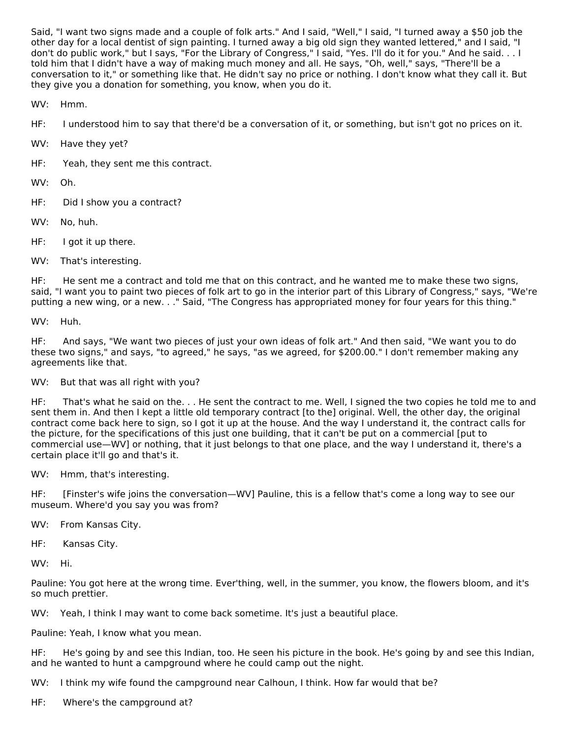Said, "I want two signs made and a couple of folk arts." And I said, "Well," I said, "I turned away a $50 job the other day for a local dentist of sign painting. I turned away a big old sign they wanted lettered," and I said, "I don't do public work," but I says, "For the Library of Congress," I said, "Yes. I'll do it for you." And he said. . . I told him that I didn't have a way of making much money and all. He says, "Oh, well," says, "There'll be a conversation to it," or something like that. He didn't say no price or nothing. I don't know what they call it. But they give you a donation for something, you know, when you do it.

WV: Hmm.

HF: I understood him to say that there'd be a conversation of it, or something, but isn't got no prices on it.

WV: Have they yet?

HF: Yeah, they sent me this contract.

WV: Oh.

HF: Did I show you a contract?

WV: No, huh.

HF: I got it up there.

WV: That's interesting.

HF: He sent me a contract and told me that on this contract, and he wanted me to make these two signs, said, "I want you to paint two pieces of folk art to go in the interior part of this Library of Congress," says, "We're putting a new wing, or a new. . ." Said, "The Congress has appropriated money for four years for this thing."

WV: Huh.

HF: And says, "We want two pieces of just your own ideas of folk art." And then said, "We want you to do these two signs," and says, "to agreed," he says, "as we agreed, for $200.00." I don't remember making any agreements like that.

WV: But that was all right with you?

HF: That's what he said on the. . . He sent the contract to me. Well, I signed the two copies he told me to and sent them in. And then I kept a little old temporary contract [to the] original. Well, the other day, the original contract come back here to sign, so I got it up at the house. And the way I understand it, the contract calls for the picture, for the specifications of this just one building, that it can't be put on a commercial [put to commercial use—WV] or nothing, that it just belongs to that one place, and the way I understand it, there's a certain place it'll go and that's it.

WV: Hmm, that's interesting.

HF: [Finster's wife joins the conversation—WV] Pauline, this is a fellow that's come a long way to see our museum. Where'd you say you was from?

WV: From Kansas City.

HF: Kansas City.

WV: Hi.

Pauline: You got here at the wrong time. Ever'thing, well, in the summer, you know, the flowers bloom, and it's so much prettier.

WV: Yeah, I think I may want to come back sometime. It's just a beautiful place.

Pauline: Yeah, I know what you mean.

HF: He's going by and see this Indian, too. He seen his picture in the book. He's going by and see this Indian, and he wanted to hunt a campground where he could camp out the night.

WV: I think my wife found the campground near Calhoun, I think. How far would that be?

HF: Where's the campground at?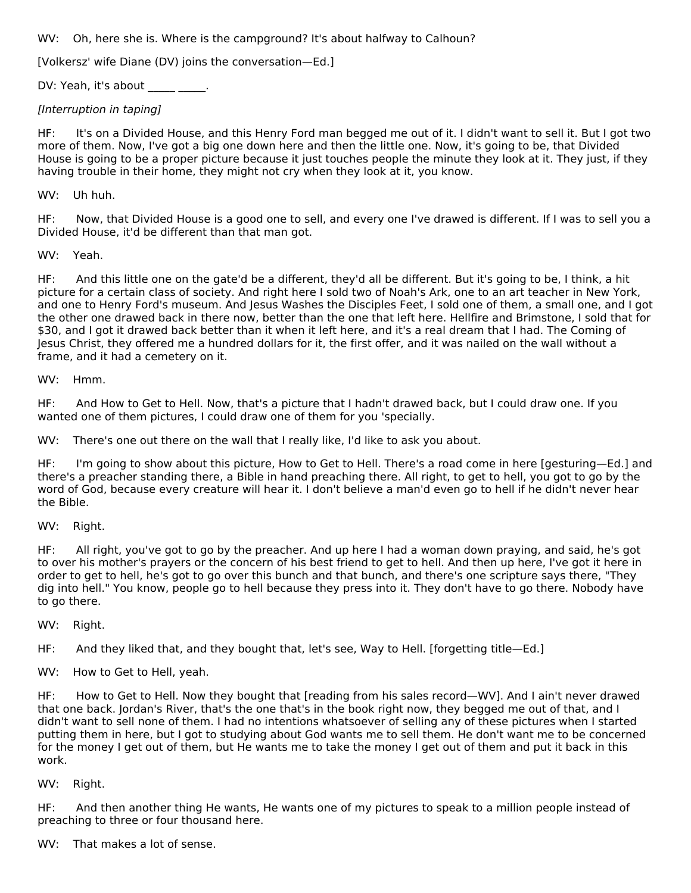WV: Oh, here she is. Where is the campground? It's about halfway to Calhoun?

[Volkersz' wife Diane (DV) joins the conversation—Ed.]

DV: Yeah, it's about _____ _____.

*[Interruption in taping]*

HF: It's on a Divided House, and this Henry Ford man begged me out of it. I didn't want to sell it. But I got two more of them. Now, I've got a big one down here and then the little one. Now, it's going to be, that Divided House is going to be a proper picture because it just touches people the minute they look at it. They just, if they having trouble in their home, they might not cry when they look at it, you know.

WV: Uh huh.

HF: Now, that Divided House is a good one to sell, and every one I've drawed is different. If I was to sell you a Divided House, it'd be different than that man got.

WV: Yeah.

HF: And this little one on the gate'd be a different, they'd all be different. But it's going to be, I think, a hit picture for a certain class of society. And right here I sold two of Noah's Ark, one to an art teacher in New York, and one to Henry Ford's museum. And Jesus Washes the Disciples Feet, I sold one of them, a small one, and I got the other one drawed back in there now, better than the one that left here. Hellfire and Brimstone, I sold that for $30, and I got it drawed back better than it when it left here, and it's a real dream that I had. The Coming of Jesus Christ, they offered me a hundred dollars for it, the first offer, and it was nailed on the wall without a frame, and it had a cemetery on it.

WV: Hmm.

HF: And How to Get to Hell. Now, that's a picture that I hadn't drawed back, but I could draw one. If you wanted one of them pictures, I could draw one of them for you 'specially.

WV: There's one out there on the wall that I really like, I'd like to ask you about.

HF: I'm going to show about this picture, How to Get to Hell. There's a road come in here [gesturing—Ed.] and there's a preacher standing there, a Bible in hand preaching there. All right, to get to hell, you got to go by the word of God, because every creature will hear it. I don't believe a man'd even go to hell if he didn't never hear the Bible.

WV: Right.

HF: All right, you've got to go by the preacher. And up here I had a woman down praying, and said, he's got to over his mother's prayers or the concern of his best friend to get to hell. And then up here, I've got it here in order to get to hell, he's got to go over this bunch and that bunch, and there's one scripture says there, "They dig into hell." You know, people go to hell because they press into it. They don't have to go there. Nobody have to go there.

WV: Right.

HF: And they liked that, and they bought that, let's see, Way to Hell. [forgetting title—Ed.]

WV: How to Get to Hell, yeah.

HF: How to Get to Hell. Now they bought that [reading from his sales record—WV]. And I ain't never drawed that one back. Jordan's River, that's the one that's in the book right now, they begged me out of that, and I didn't want to sell none of them. I had no intentions whatsoever of selling any of these pictures when I started putting them in here, but I got to studying about God wants me to sell them. He don't want me to be concerned for the money I get out of them, but He wants me to take the money I get out of them and put it back in this work.

WV: Right.

HF: And then another thing He wants, He wants one of my pictures to speak to a million people instead of preaching to three or four thousand here.

WV: That makes a lot of sense.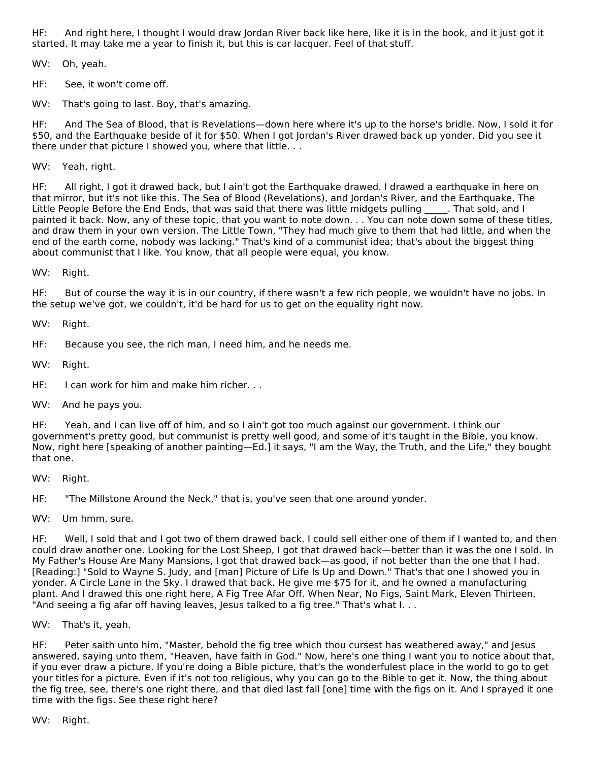HF: And right here, I thought I would draw Jordan River back like here, like it is in the book, and it just got it started. It may take me a year to finish it, but this is car lacquer. Feel of that stuff.

WV: Oh, yeah.

HF: See, it won't come off.

WV: That's going to last. Boy, that's amazing.

HF: And The Sea of Blood, that is Revelations—down here where it's up to the horse's bridle. Now, I sold it for $50, and the Earthquake beside of it for $50. When I got Jordan's River drawed back up yonder. Did you see it there under that picture I showed you, where that little. . .

WV: Yeah, right.

HF: All right, I got it drawed back, but I ain't got the Earthquake drawed. I drawed a earthquake in here on that mirror, but it's not like this. The Sea of Blood (Revelations), and Jordan's River, and the Earthquake, The Little People Before the End Ends, that was said that there was little midgets pulling _____. That sold, and I painted it back. Now, any of these topic, that you want to note down. . . You can note down some of these titles, and draw them in your own version. The Little Town, "They had much give to them that had little, and when the end of the earth come, nobody was lacking." That's kind of a communist idea; that's about the biggest thing about communist that I like. You know, that all people were equal, you know.

WV: Right.

HF: But of course the way it is in our country, if there wasn't a few rich people, we wouldn't have no jobs. In the setup we've got, we couldn't, it'd be hard for us to get on the equality right now.

WV: Right.

HF: Because you see, the rich man, I need him, and he needs me.

WV: Right.

HF: I can work for him and make him richer. . .

WV: And he pays you.

HF: Yeah, and I can live off of him, and so I ain't got too much against our government. I think our government's pretty good, but communist is pretty well good, and some of it's taught in the Bible, you know. Now, right here [speaking of another painting—Ed.] it says, "I am the Way, the Truth, and the Life," they bought that one.

WV: Right.

HF: "The Millstone Around the Neck," that is, you've seen that one around yonder.

WV: Um hmm, sure.

HF: Well, I sold that and I got two of them drawed back. I could sell either one of them if I wanted to, and then could draw another one. Looking for the Lost Sheep, I got that drawed back—better than it was the one I sold. In My Father's House Are Many Mansions, I got that drawed back—as good, if not better than the one that I had. [Reading:] "Sold to Wayne S. Judy, and [man] Picture of Life Is Up and Down." That's that one I showed you in yonder. A Circle Lane in the Sky. I drawed that back. He give me $75 for it, and he owned a manufacturing plant. And I drawed this one right here, A Fig Tree Afar Off. When Near, No Figs, Saint Mark, Eleven Thirteen, "And seeing a fig afar off having leaves, Jesus talked to a fig tree." That's what I. . .

WV: That's it, yeah.

HF: Peter saith unto him, "Master, behold the fig tree which thou cursest has weathered away," and Jesus answered, saying unto them, "Heaven, have faith in God." Now, here's one thing I want you to notice about that, if you ever draw a picture. If you're doing a Bible picture, that's the wonderfulest place in the world to go to get your titles for a picture. Even if it's not too religious, why you can go to the Bible to get it. Now, the thing about the fig tree, see, there's one right there, and that died last fall [one] time with the figs on it. And I sprayed it one time with the figs. See these right here?

WV: Right.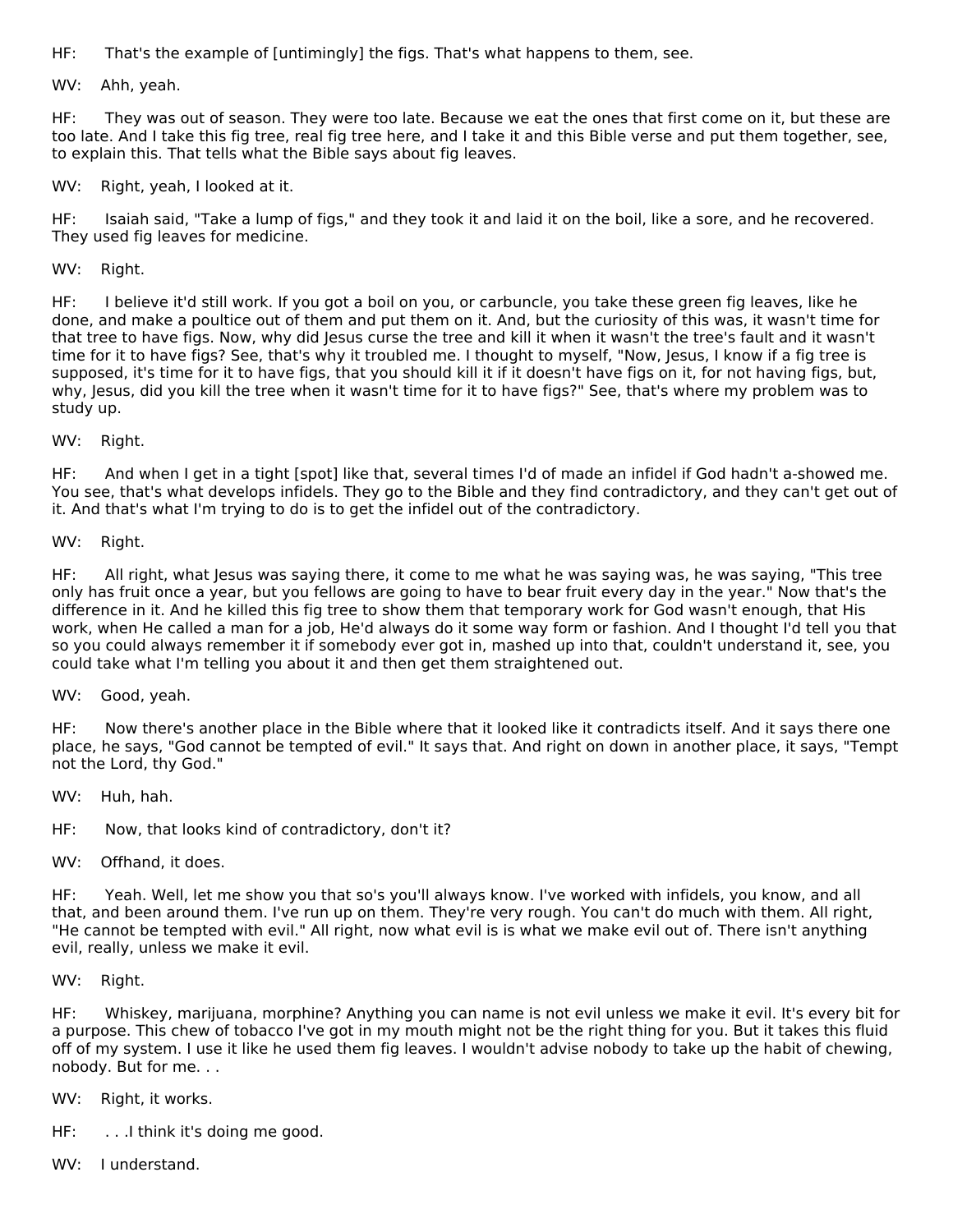HF: That's the example of [untimingly] the figs. That's what happens to them, see.

WV: Ahh, yeah.

HF: They was out of season. They were too late. Because we eat the ones that first come on it, but these are too late. And I take this fig tree, real fig tree here, and I take it and this Bible verse and put them together, see, to explain this. That tells what the Bible says about fig leaves.

WV: Right, yeah, I looked at it.

HF: Isaiah said, "Take a lump of figs," and they took it and laid it on the boil, like a sore, and he recovered. They used fig leaves for medicine.

WV: Right.

HF: I believe it'd still work. If you got a boil on you, or carbuncle, you take these green fig leaves, like he done, and make a poultice out of them and put them on it. And, but the curiosity of this was, it wasn't time for that tree to have figs. Now, why did Jesus curse the tree and kill it when it wasn't the tree's fault and it wasn't time for it to have figs? See, that's why it troubled me. I thought to myself, "Now, Jesus, I know if a fig tree is supposed, it's time for it to have figs, that you should kill it if it doesn't have figs on it, for not having figs, but, why, Jesus, did you kill the tree when it wasn't time for it to have figs?" See, that's where my problem was to study up.

WV: Right.

HF: And when I get in a tight [spot] like that, several times I'd of made an infidel if God hadn't a-showed me. You see, that's what develops infidels. They go to the Bible and they find contradictory, and they can't get out of it. And that's what I'm trying to do is to get the infidel out of the contradictory.

WV: Right.

HF: All right, what Jesus was saying there, it come to me what he was saying was, he was saying, "This tree only has fruit once a year, but you fellows are going to have to bear fruit every day in the year." Now that's the difference in it. And he killed this fig tree to show them that temporary work for God wasn't enough, that His work, when He called a man for a job, He'd always do it some way form or fashion. And I thought I'd tell you that so you could always remember it if somebody ever got in, mashed up into that, couldn't understand it, see, you could take what I'm telling you about it and then get them straightened out.

WV: Good, yeah.

HF: Now there's another place in the Bible where that it looked like it contradicts itself. And it says there one place, he says, "God cannot be tempted of evil." It says that. And right on down in another place, it says, "Tempt not the Lord, thy God."

WV: Huh, hah.

HF: Now, that looks kind of contradictory, don't it?

WV: Offhand, it does.

HF: Yeah. Well, let me show you that so's you'll always know. I've worked with infidels, you know, and all that, and been around them. I've run up on them. They're very rough. You can't do much with them. All right, "He cannot be tempted with evil." All right, now what evil is is what we make evil out of. There isn't anything evil, really, unless we make it evil.

WV: Right.

HF: Whiskey, marijuana, morphine? Anything you can name is not evil unless we make it evil. It's every bit for a purpose. This chew of tobacco I've got in my mouth might not be the right thing for you. But it takes this fluid off of my system. I use it like he used them fig leaves. I wouldn't advise nobody to take up the habit of chewing, nobody. But for me. . .

WV: Right, it works.

HF: . . .I think it's doing me good.

WV: I understand.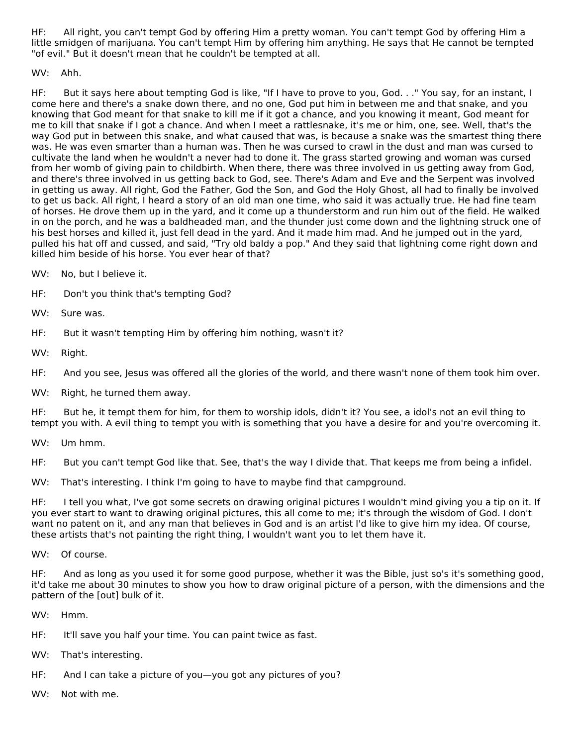HF: All right, you can't tempt God by offering Him a pretty woman. You can't tempt God by offering Him a little smidgen of marijuana. You can't tempt Him by offering him anything. He says that He cannot be tempted "of evil." But it doesn't mean that he couldn't be tempted at all.

WV: Ahh.

HF: But it says here about tempting God is like, "If I have to prove to you, God. . ." You say, for an instant, I come here and there's a snake down there, and no one, God put him in between me and that snake, and you knowing that God meant for that snake to kill me if it got a chance, and you knowing it meant, God meant for me to kill that snake if I got a chance. And when I meet a rattlesnake, it's me or him, one, see. Well, that's the way God put in between this snake, and what caused that was, is because a snake was the smartest thing there was. He was even smarter than a human was. Then he was cursed to crawl in the dust and man was cursed to cultivate the land when he wouldn't a never had to done it. The grass started growing and woman was cursed from her womb of giving pain to childbirth. When there, there was three involved in us getting away from God, and there's three involved in us getting back to God, see. There's Adam and Eve and the Serpent was involved in getting us away. All right, God the Father, God the Son, and God the Holy Ghost, all had to finally be involved to get us back. All right, I heard a story of an old man one time, who said it was actually true. He had fine team of horses. He drove them up in the yard, and it come up a thunderstorm and run him out of the field. He walked in on the porch, and he was a baldheaded man, and the thunder just come down and the lightning struck one of his best horses and killed it, just fell dead in the yard. And it made him mad. And he jumped out in the yard, pulled his hat off and cussed, and said, "Try old baldy a pop." And they said that lightning come right down and killed him beside of his horse. You ever hear of that?

WV: No, but I believe it.

HF: Don't you think that's tempting God?

WV: Sure was.

HF: But it wasn't tempting Him by offering him nothing, wasn't it?

WV: Right.

HF: And you see, Jesus was offered all the glories of the world, and there wasn't none of them took him over.

WV: Right, he turned them away.

HF: But he, it tempt them for him, for them to worship idols, didn't it? You see, a idol's not an evil thing to tempt you with. A evil thing to tempt you with is something that you have a desire for and you're overcoming it.

WV: Um hmm.

HF: But you can't tempt God like that. See, that's the way I divide that. That keeps me from being a infidel.

WV: That's interesting. I think I'm going to have to maybe find that campground.

HF: I tell you what, I've got some secrets on drawing original pictures I wouldn't mind giving you a tip on it. If you ever start to want to drawing original pictures, this all come to me; it's through the wisdom of God. I don't want no patent on it, and any man that believes in God and is an artist I'd like to give him my idea. Of course, these artists that's not painting the right thing, I wouldn't want you to let them have it.

WV: Of course.

HF: And as long as you used it for some good purpose, whether it was the Bible, just so's it's something good, it'd take me about 30 minutes to show you how to draw original picture of a person, with the dimensions and the pattern of the [out] bulk of it.

WV: Hmm.

HF: It'll save you half your time. You can paint twice as fast.

WV: That's interesting.

HF: And I can take a picture of you—you got any pictures of you?

WV: Not with me.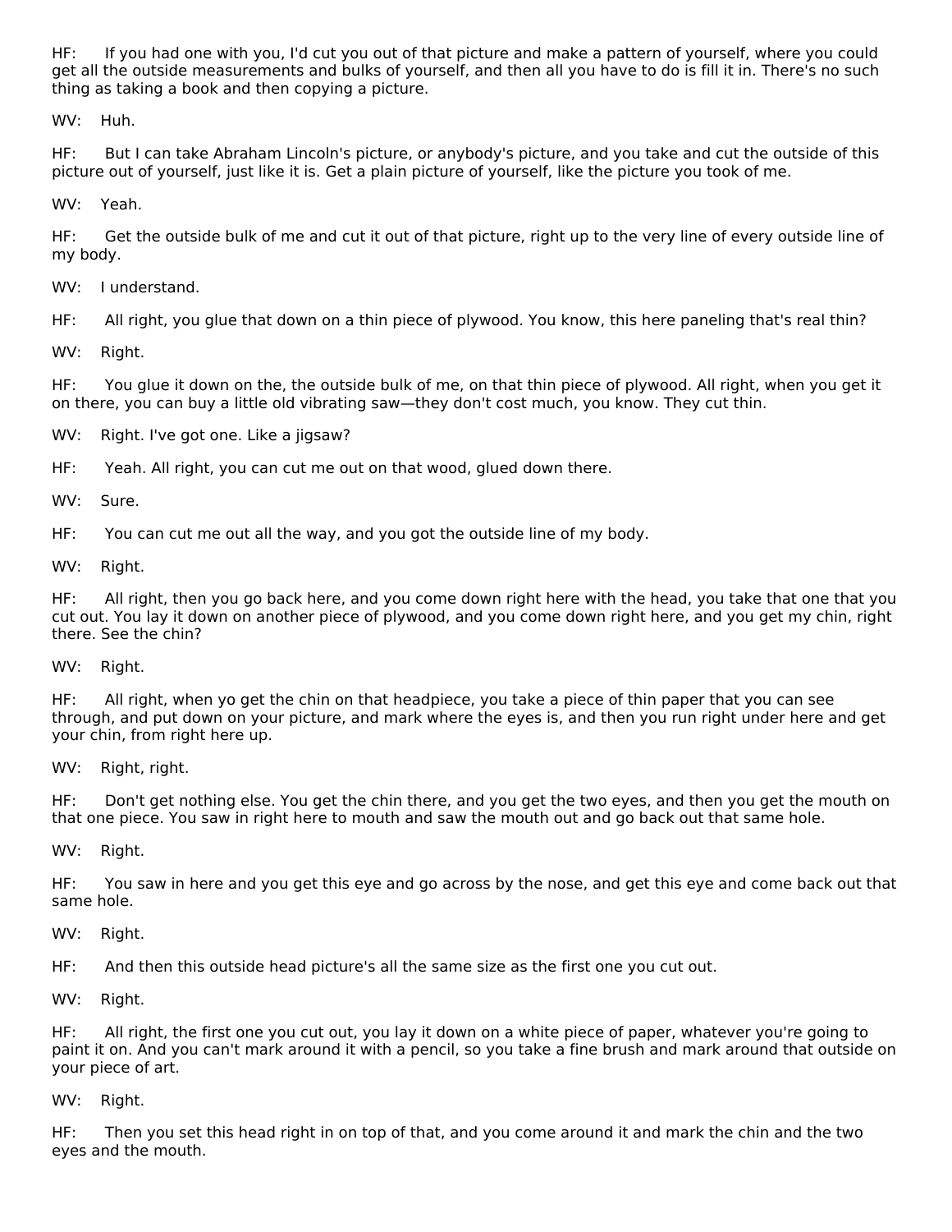HF: If you had one with you, I'd cut you out of that picture and make a pattern of yourself, where you could get all the outside measurements and bulks of yourself, and then all you have to do is fill it in. There's no such thing as taking a book and then copying a picture.

WV: Huh.

HF: But I can take Abraham Lincoln's picture, or anybody's picture, and you take and cut the outside of this picture out of yourself, just like it is. Get a plain picture of yourself, like the picture you took of me.

WV: Yeah.

HF: Get the outside bulk of me and cut it out of that picture, right up to the very line of every outside line of my body.

WV: I understand.

HF: All right, you glue that down on a thin piece of plywood. You know, this here paneling that's real thin?

WV: Right.

HF: You glue it down on the, the outside bulk of me, on that thin piece of plywood. All right, when you get it on there, you can buy a little old vibrating saw—they don't cost much, you know. They cut thin.

WV: Right. I've got one. Like a jigsaw?

HF: Yeah. All right, you can cut me out on that wood, glued down there.

WV: Sure.

HF: You can cut me out all the way, and you got the outside line of my body.

WV: Right.

HF: All right, then you go back here, and you come down right here with the head, you take that one that you cut out. You lay it down on another piece of plywood, and you come down right here, and you get my chin, right there. See the chin?

WV: Right.

HF: All right, when yo get the chin on that headpiece, you take a piece of thin paper that you can see through, and put down on your picture, and mark where the eyes is, and then you run right under here and get your chin, from right here up.

WV: Right, right.

HF: Don't get nothing else. You get the chin there, and you get the two eyes, and then you get the mouth on that one piece. You saw in right here to mouth and saw the mouth out and go back out that same hole.

WV: Right.

HF: You saw in here and you get this eye and go across by the nose, and get this eye and come back out that same hole.

WV: Right.

HF: And then this outside head picture's all the same size as the first one you cut out.

WV: Right.

HF: All right, the first one you cut out, you lay it down on a white piece of paper, whatever you're going to paint it on. And you can't mark around it with a pencil, so you take a fine brush and mark around that outside on your piece of art.

WV: Right.

HF: Then you set this head right in on top of that, and you come around it and mark the chin and the two eyes and the mouth.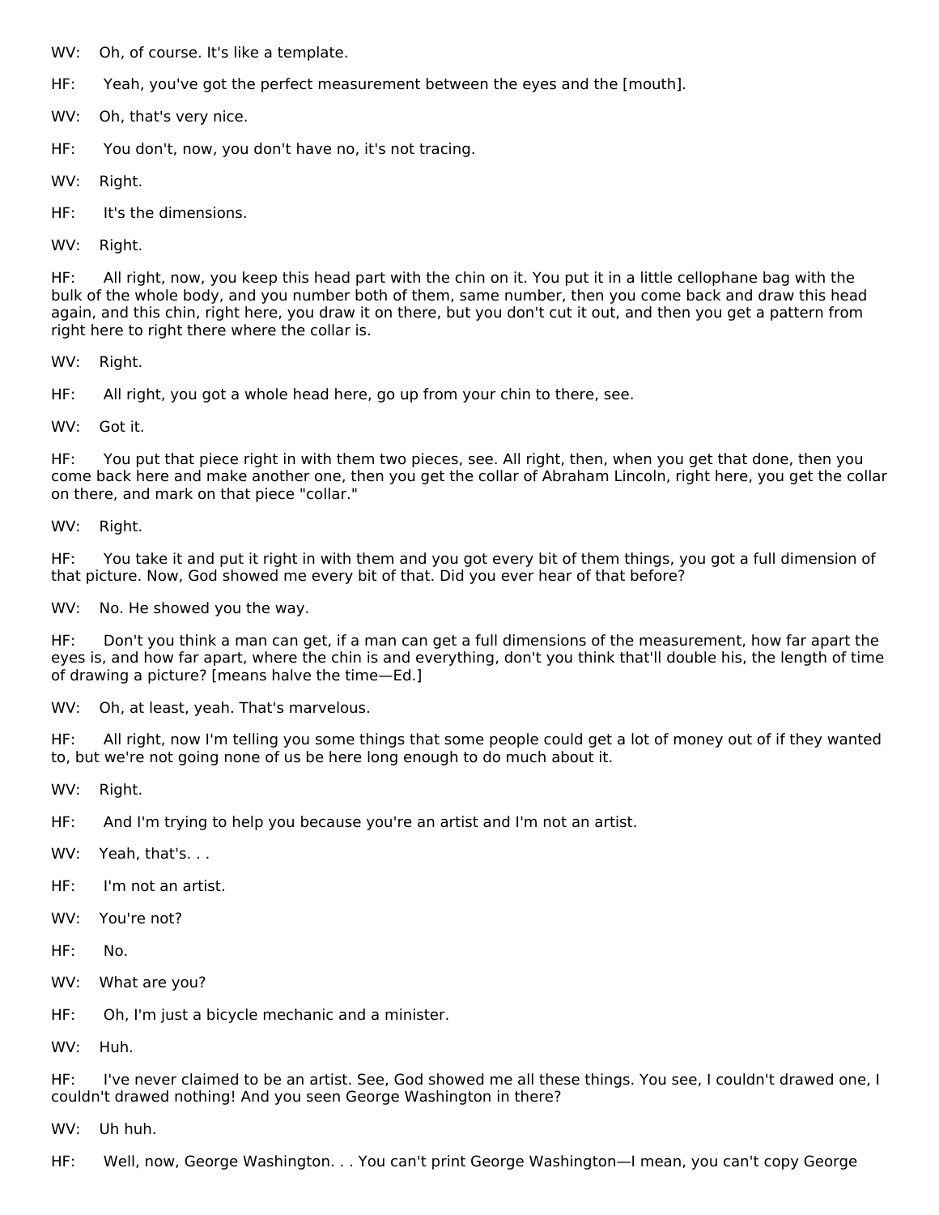WV: Oh, of course. It's like a template.

HF: Yeah, you've got the perfect measurement between the eyes and the [mouth].

WV: Oh, that's very nice.

HF: You don't, now, you don't have no, it's not tracing.

WV: Right.

HF: It's the dimensions.

WV: Right.

HF: All right, now, you keep this head part with the chin on it. You put it in a little cellophane bag with the bulk of the whole body, and you number both of them, same number, then you come back and draw this head again, and this chin, right here, you draw it on there, but you don't cut it out, and then you get a pattern from right here to right there where the collar is.

WV: Right.

HF: All right, you got a whole head here, go up from your chin to there, see.

WV: Got it.

HF: You put that piece right in with them two pieces, see. All right, then, when you get that done, then you come back here and make another one, then you get the collar of Abraham Lincoln, right here, you get the collar on there, and mark on that piece "collar."

WV: Right.

HF: You take it and put it right in with them and you got every bit of them things, you got a full dimension of that picture. Now, God showed me every bit of that. Did you ever hear of that before?

WV: No. He showed you the way.

HF: Don't you think a man can get, if a man can get a full dimensions of the measurement, how far apart the eyes is, and how far apart, where the chin is and everything, don't you think that'll double his, the length of time of drawing a picture? [means halve the time—Ed.]

WV: Oh, at least, yeah. That's marvelous.

HF: All right, now I'm telling you some things that some people could get a lot of money out of if they wanted to, but we're not going none of us be here long enough to do much about it.

WV: Right.

HF: And I'm trying to help you because you're an artist and I'm not an artist.

WV: Yeah, that's. . .

HF: I'm not an artist.

WV: You're not?

HF: No.

WV: What are you?

HF: Oh, I'm just a bicycle mechanic and a minister.

WV: Huh.

HF: I've never claimed to be an artist. See, God showed me all these things. You see, I couldn't drawed one, I couldn't drawed nothing! And you seen George Washington in there?

WV: Uh huh.

HF: Well, now, George Washington. . . You can't print George Washington—I mean, you can't copy George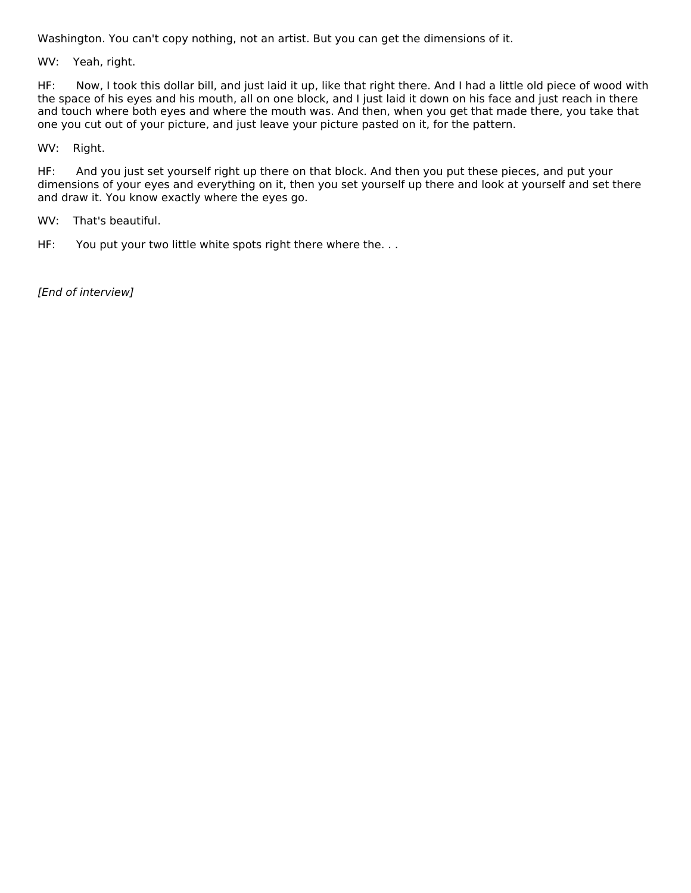Washington. You can't copy nothing, not an artist. But you can get the dimensions of it.

WV: Yeah, right.

HF: Now, I took this dollar bill, and just laid it up, like that right there. And I had a little old piece of wood with the space of his eyes and his mouth, all on one block, and I just laid it down on his face and just reach in there and touch where both eyes and where the mouth was. And then, when you get that made there, you take that one you cut out of your picture, and just leave your picture pasted on it, for the pattern.

WV: Right.

HF: And you just set yourself right up there on that block. And then you put these pieces, and put your dimensions of your eyes and everything on it, then you set yourself up there and look at yourself and set there and draw it. You know exactly where the eyes go.

WV: That's beautiful.

HF: You put your two little white spots right there where the. . .

*[End of interview]*